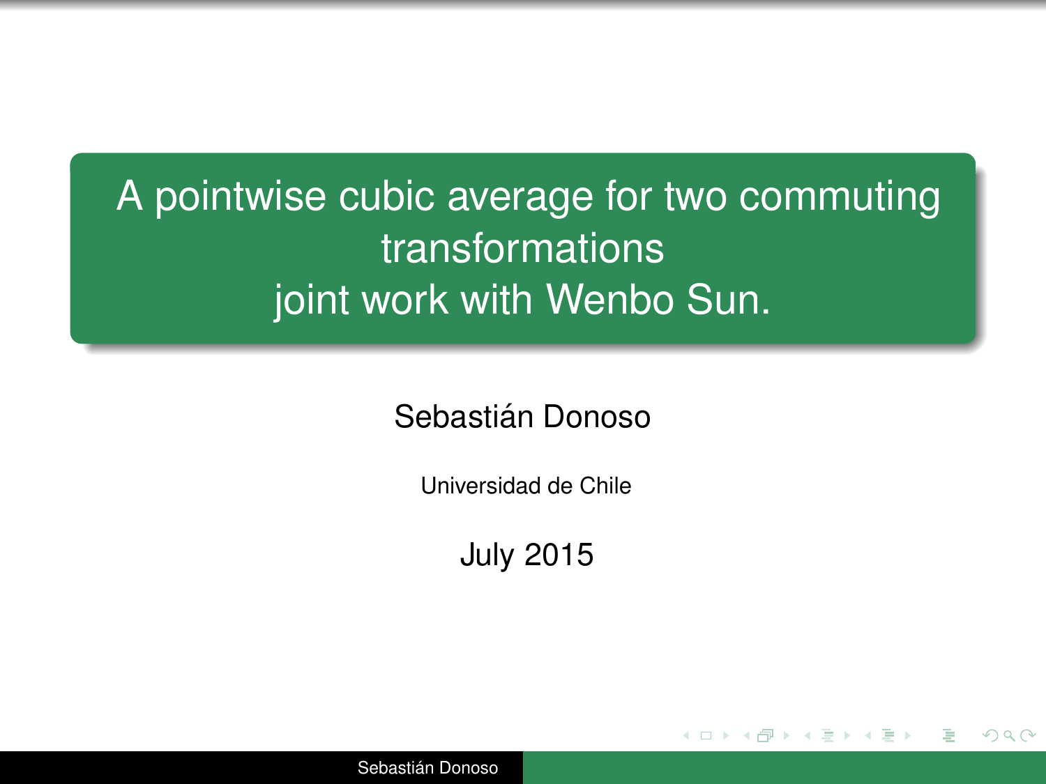# A pointwise cubic average for two commuting transformations
# joint work with Wenbo Sun.

Sebastián Donoso

Universidad de Chile

July 2015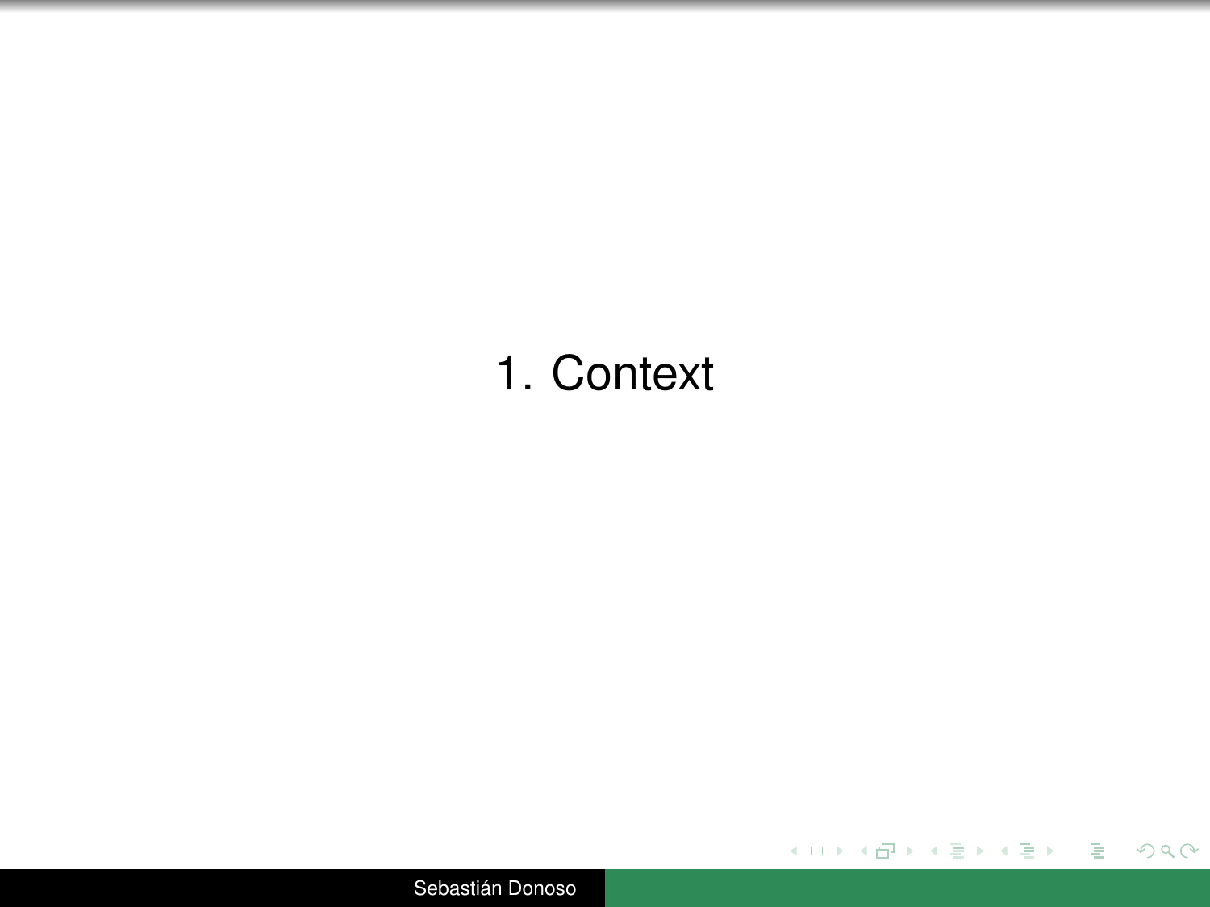# 1. Context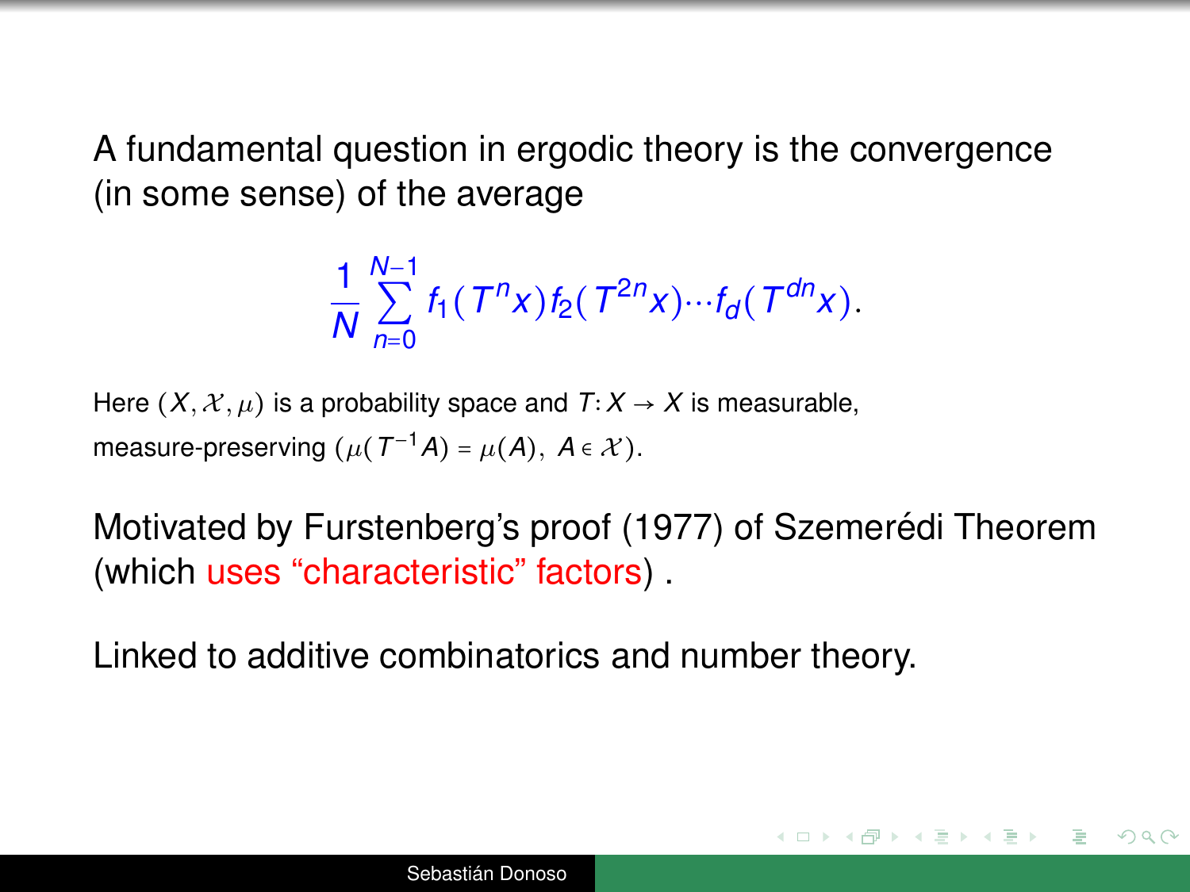A fundamental question in ergodic theory is the convergence (in some sense) of the average

$$\frac{1}{N}\sum_{n=0}^{N-1} f_1(T^n x) f_2(T^{2n}x) \cdots f_d(T^{dn}x).$$

Here $(X, \mathcal{X}, \mu)$ is a probability space and $T \colon X \to X$ is measurable, measure-preserving ($\mu(T^{-1}A) = \mu(A),\ A \in \mathcal{X}$).

Motivated by Furstenberg's proof (1977) of Szemerédi Theorem (which uses "characteristic" factors) .

Linked to additive combinatorics and number theory.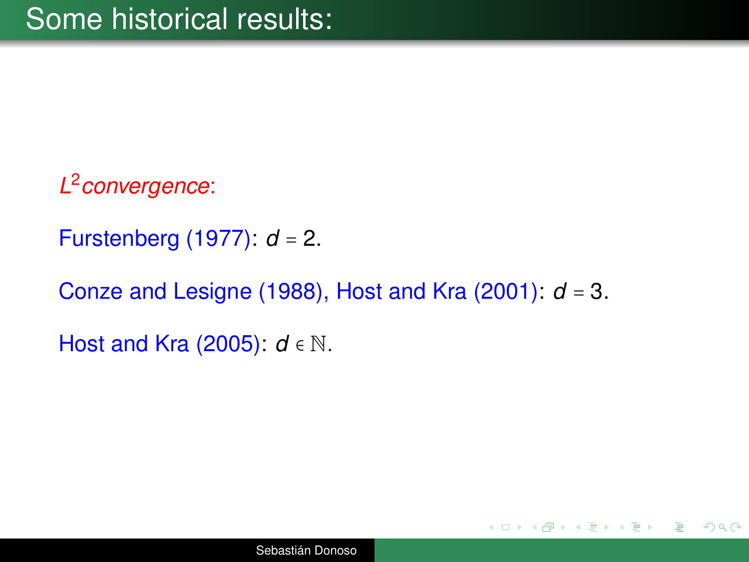# Some historical results:

*$L^2$ convergence*:

Furstenberg (1977): $d = 2$.

Conze and Lesigne (1988), Host and Kra (2001): $d = 3$.

Host and Kra (2005): $d \in \mathbb{N}$.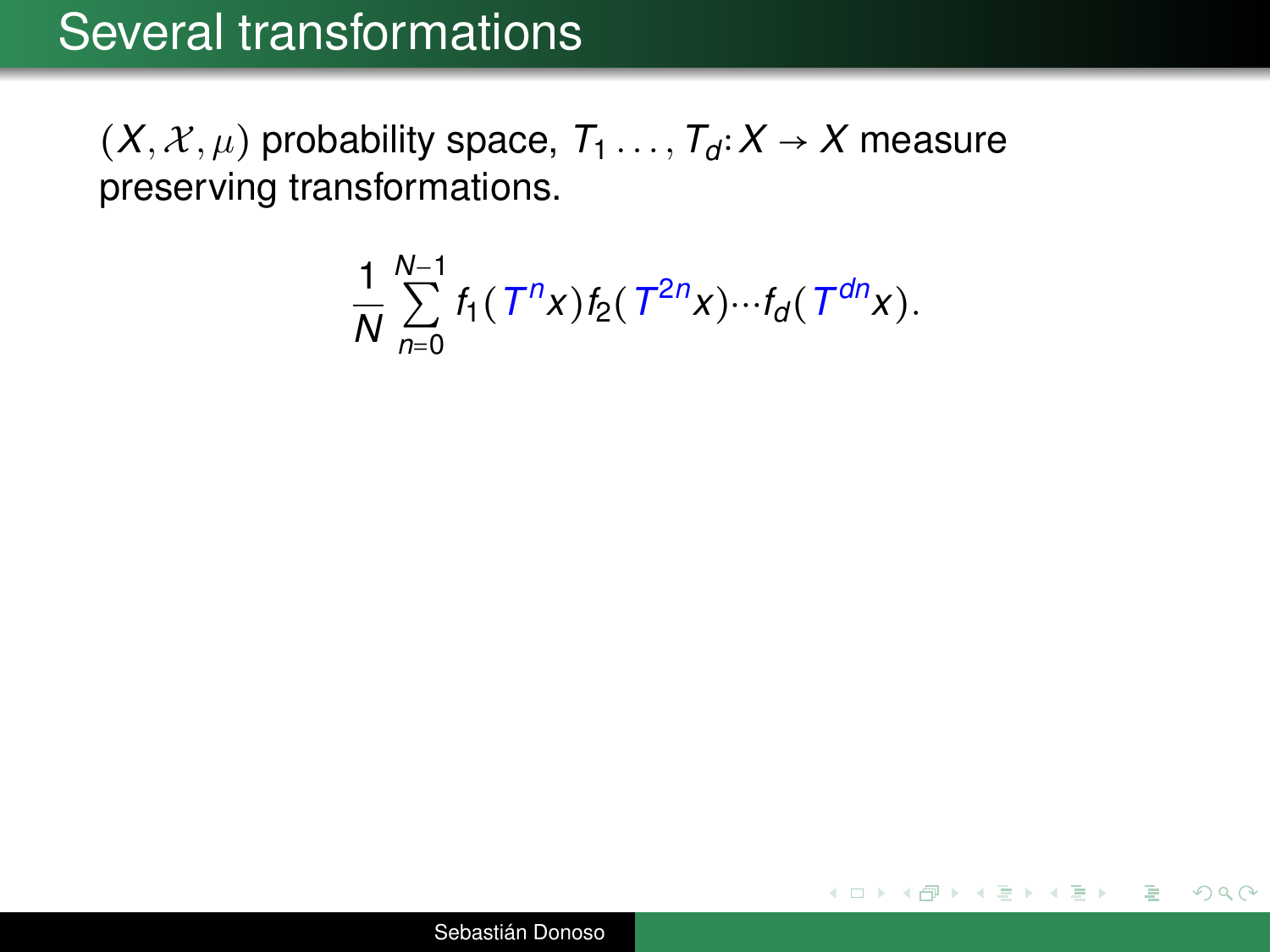# Several transformations

$(X, \mathcal{X}, \mu)$ probability space, $T_1 \dots, T_d \colon X \to X$ measure preserving transformations.

$$\frac{1}{N}\sum_{n=0}^{N-1} f_1(T^n x) f_2(T^{2n} x) \cdots f_d(T^{dn} x).$$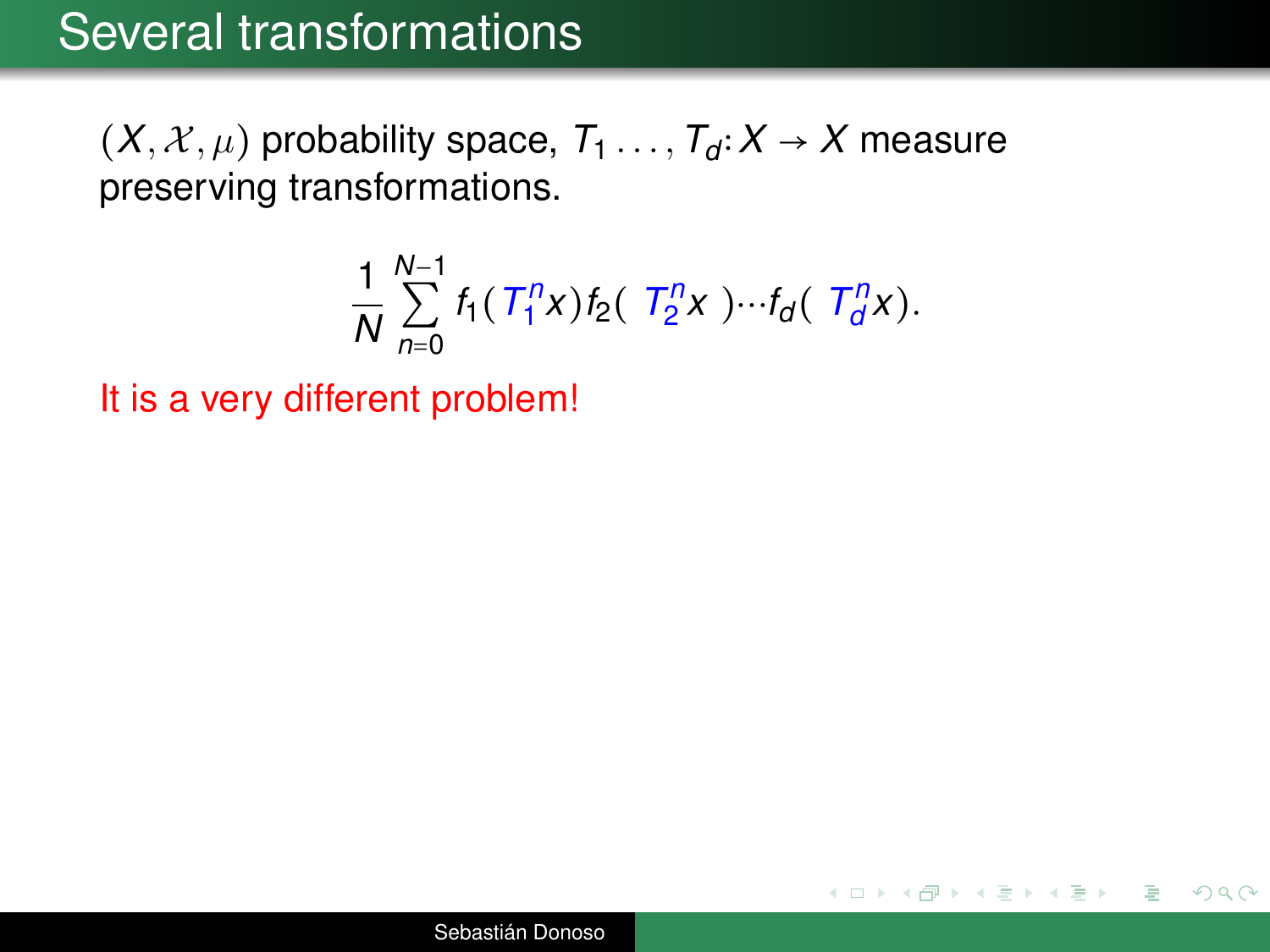# Several transformations

$(X, \mathcal{X}, \mu)$ probability space, $T_1 \ldots, T_d \colon X \to X$ measure preserving transformations.

$$\frac{1}{N} \sum_{n=0}^{N-1} f_1(T_1^n x) f_2(T_2^n x) \cdots f_d(T_d^n x).$$

It is a very different problem!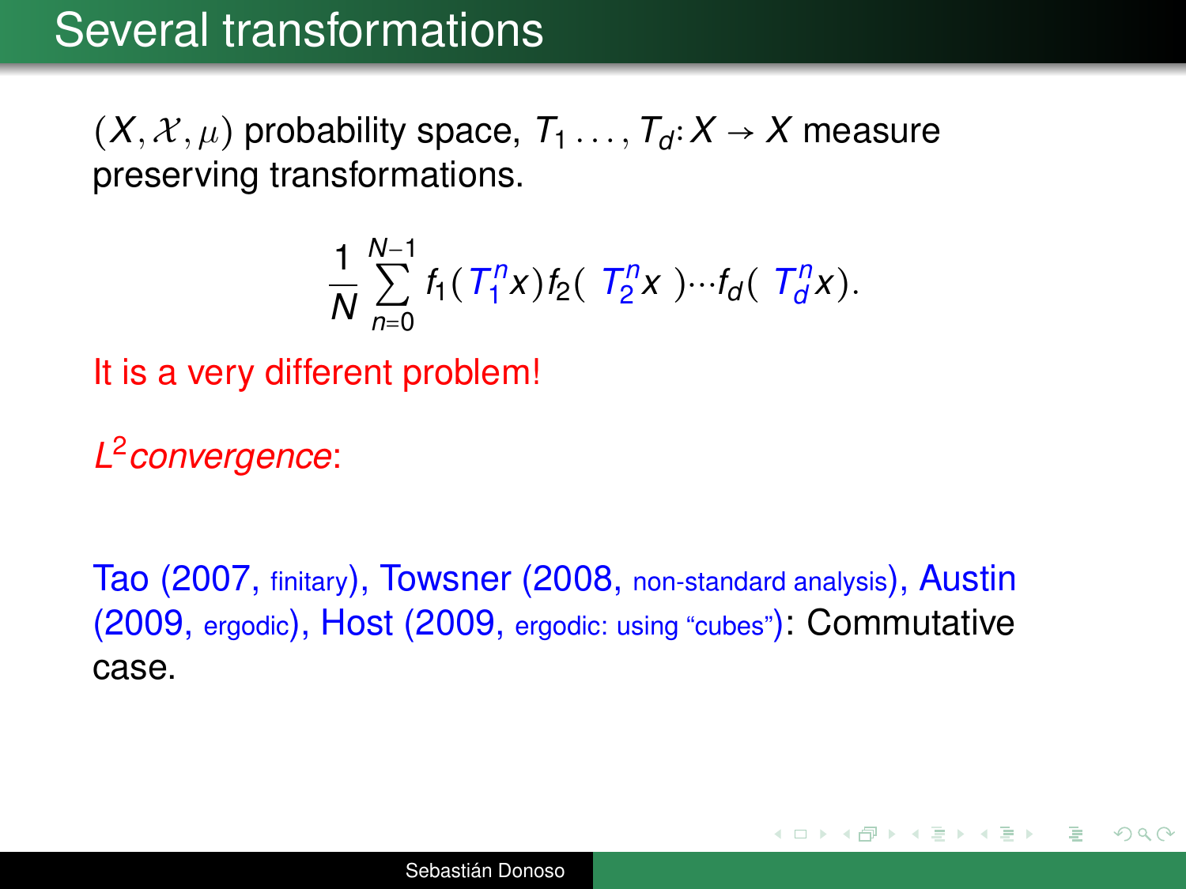# Several transformations

$(X, \mathcal{X}, \mu)$ probability space, $T_1 \ldots, T_d\colon X \to X$ measure preserving transformations.

$$\frac{1}{N}\sum_{n=0}^{N-1} f_1(T_1^n x) f_2(\ T_2^n x\ )\cdots f_d(\ T_d^n x).$$

It is a very different problem!

*$L^2$ convergence*:

Tao (2007, finitary), Towsner (2008, non-standard analysis), Austin (2009, ergodic), Host (2009, ergodic: using "cubes"): Commutative case.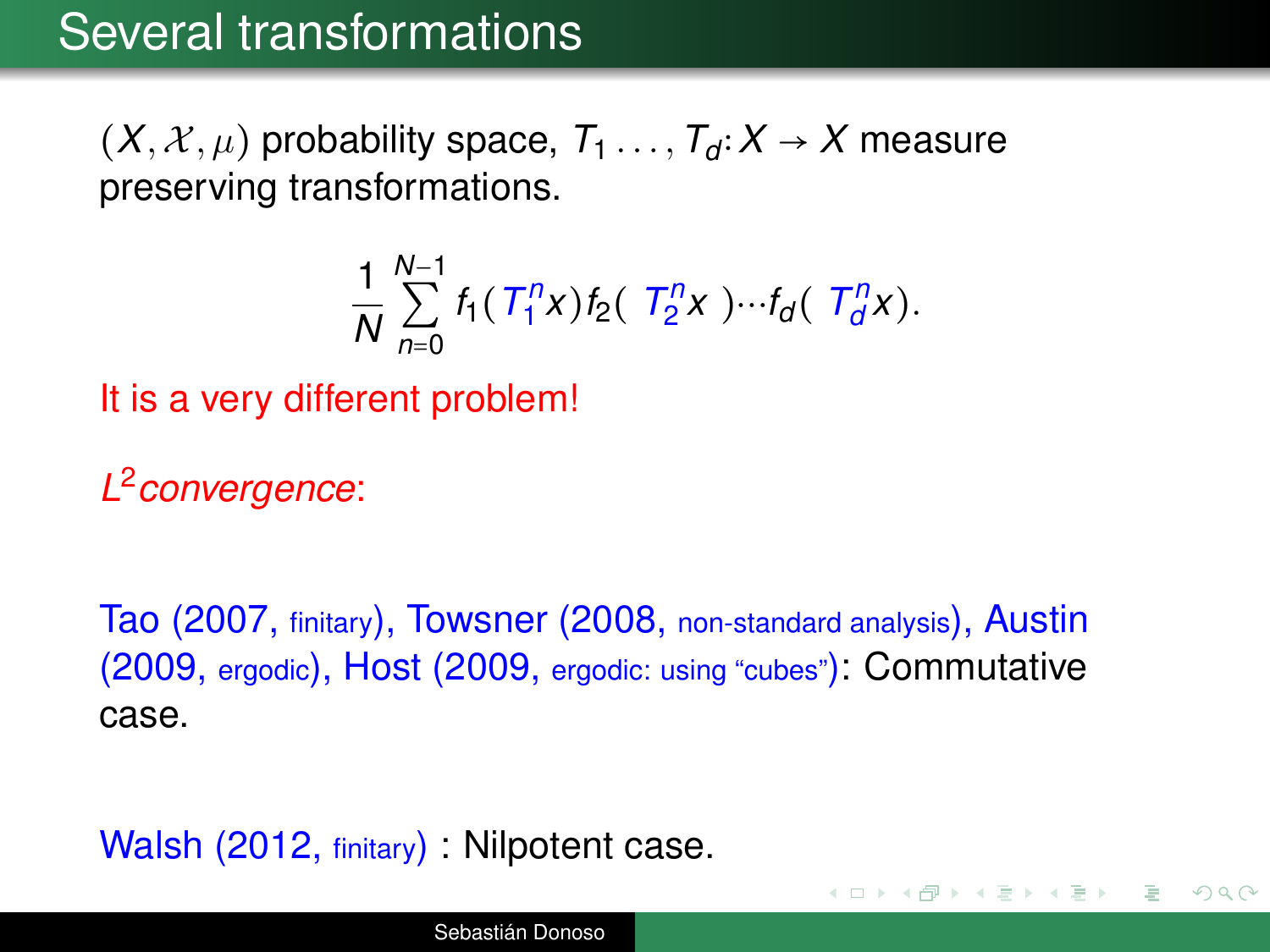# Several transformations

$(X, \mathcal{X}, \mu)$ probability space, $T_1 \ldots, T_d \colon X \to X$ measure preserving transformations.

$$\frac{1}{N}\sum_{n=0}^{N-1} f_1(T_1^n x) f_2( T_2^n x ) \cdots f_d( T_d^n x).$$

It is a very different problem!

*$L^2$ convergence*:

Tao (2007, finitary), Towsner (2008, non-standard analysis), Austin (2009, ergodic), Host (2009, ergodic: using "cubes"): Commutative case.

Walsh (2012, finitary) : Nilpotent case.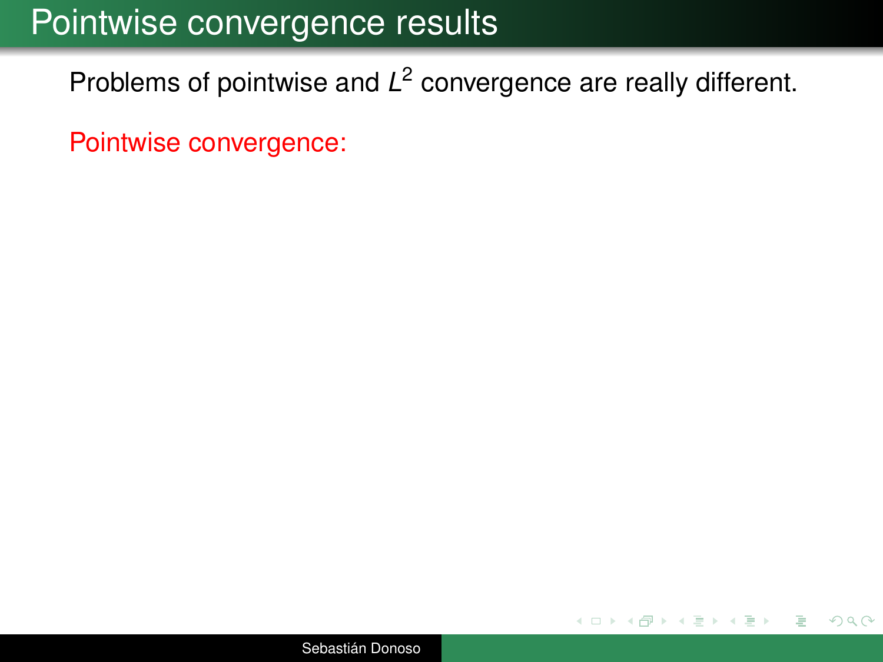# Pointwise convergence results

Problems of pointwise and $L^2$ convergence are really different.

Pointwise convergence: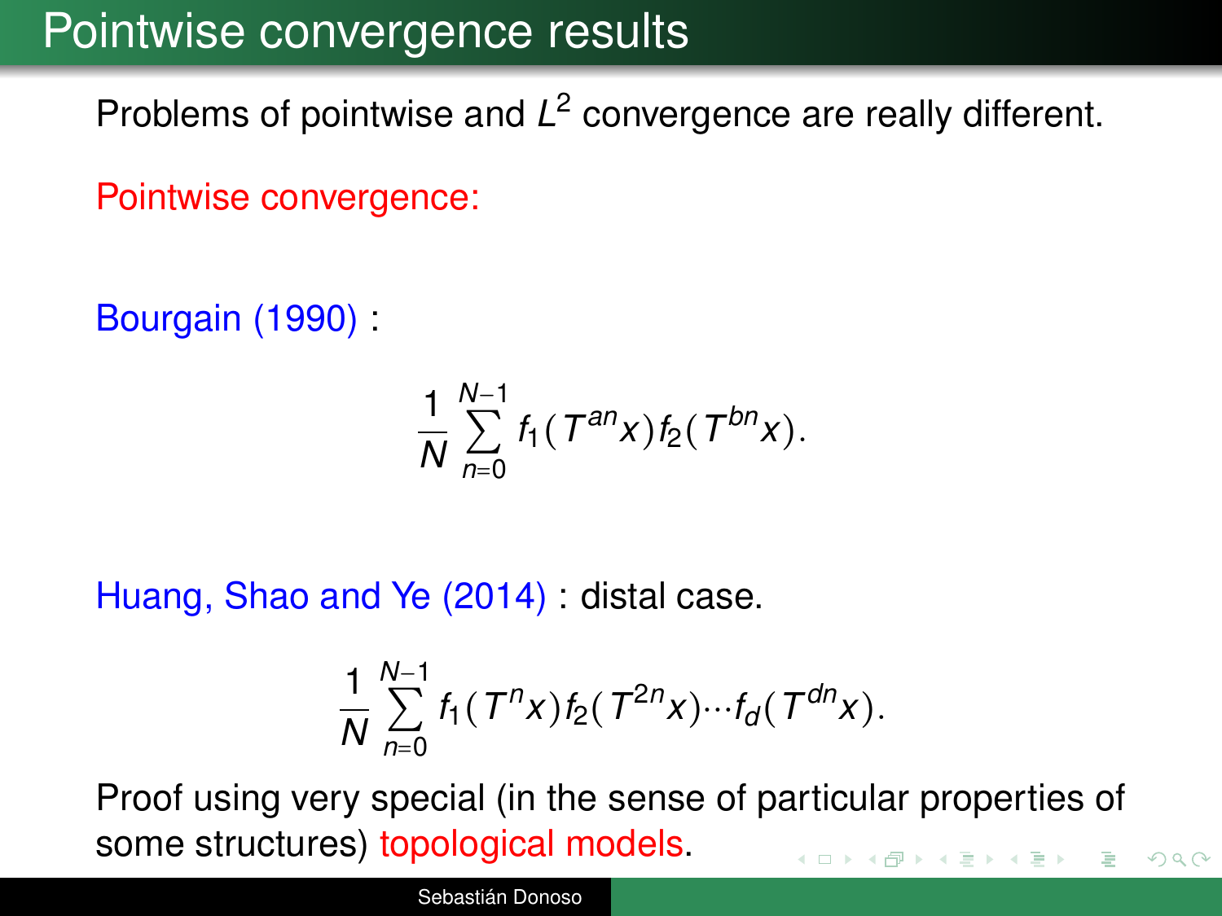# Pointwise convergence results

Problems of pointwise and $L^2$ convergence are really different.

Pointwise convergence:

Bourgain (1990) :

$$\frac{1}{N}\sum_{n=0}^{N-1} f_1(T^{an}x)f_2(T^{bn}x).$$

Huang, Shao and Ye (2014) : distal case.

$$\frac{1}{N}\sum_{n=0}^{N-1} f_1(T^{n}x)f_2(T^{2n}x)\cdots f_d(T^{dn}x).$$

Proof using very special (in the sense of particular properties of some structures) topological models.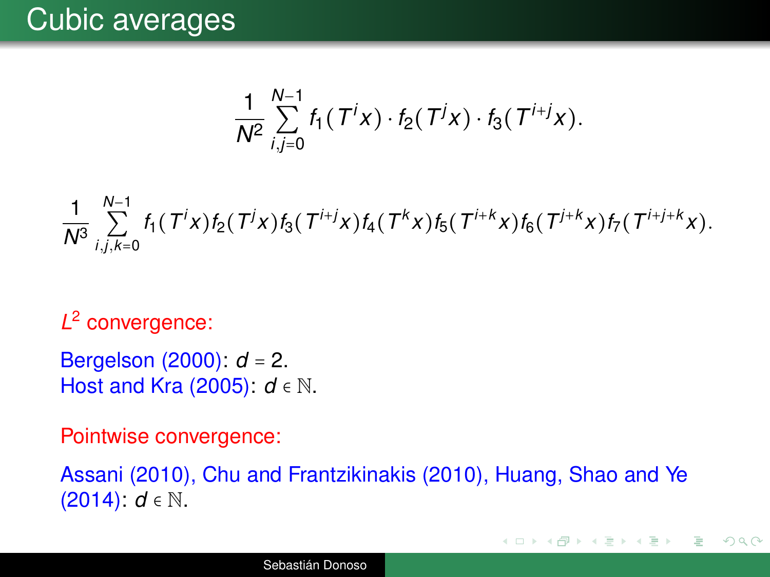# Cubic averages

$$\frac{1}{N^2}\sum_{i,j=0}^{N-1} f_1(T^i x)\cdot f_2(T^j x)\cdot f_3(T^{i+j}x).$$

$$\frac{1}{N^3}\sum_{i,j,k=0}^{N-1} f_1(T^i x)f_2(T^j x)f_3(T^{i+j}x)f_4(T^k x)f_5(T^{i+k}x)f_6(T^{j+k}x)f_7(T^{i+j+k}x).$$

$L^2$ convergence:

Bergelson (2000): $d=2$.
Host and Kra (2005): $d \in \mathbb{N}$.

Pointwise convergence:

Assani (2010), Chu and Frantzikinakis (2010), Huang, Shao and Ye (2014): $d \in \mathbb{N}$.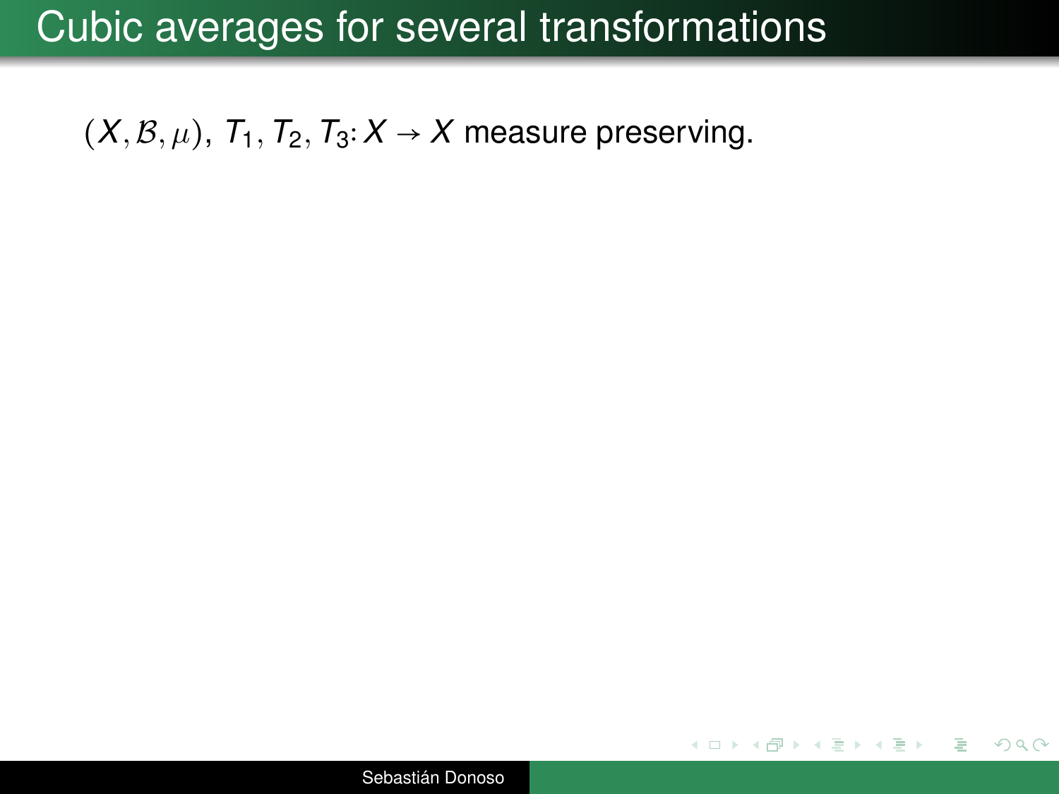# Cubic averages for several transformations

$(X, \mathcal{B}, \mu)$, $T_1, T_2, T_3 \colon X \to X$ measure preserving.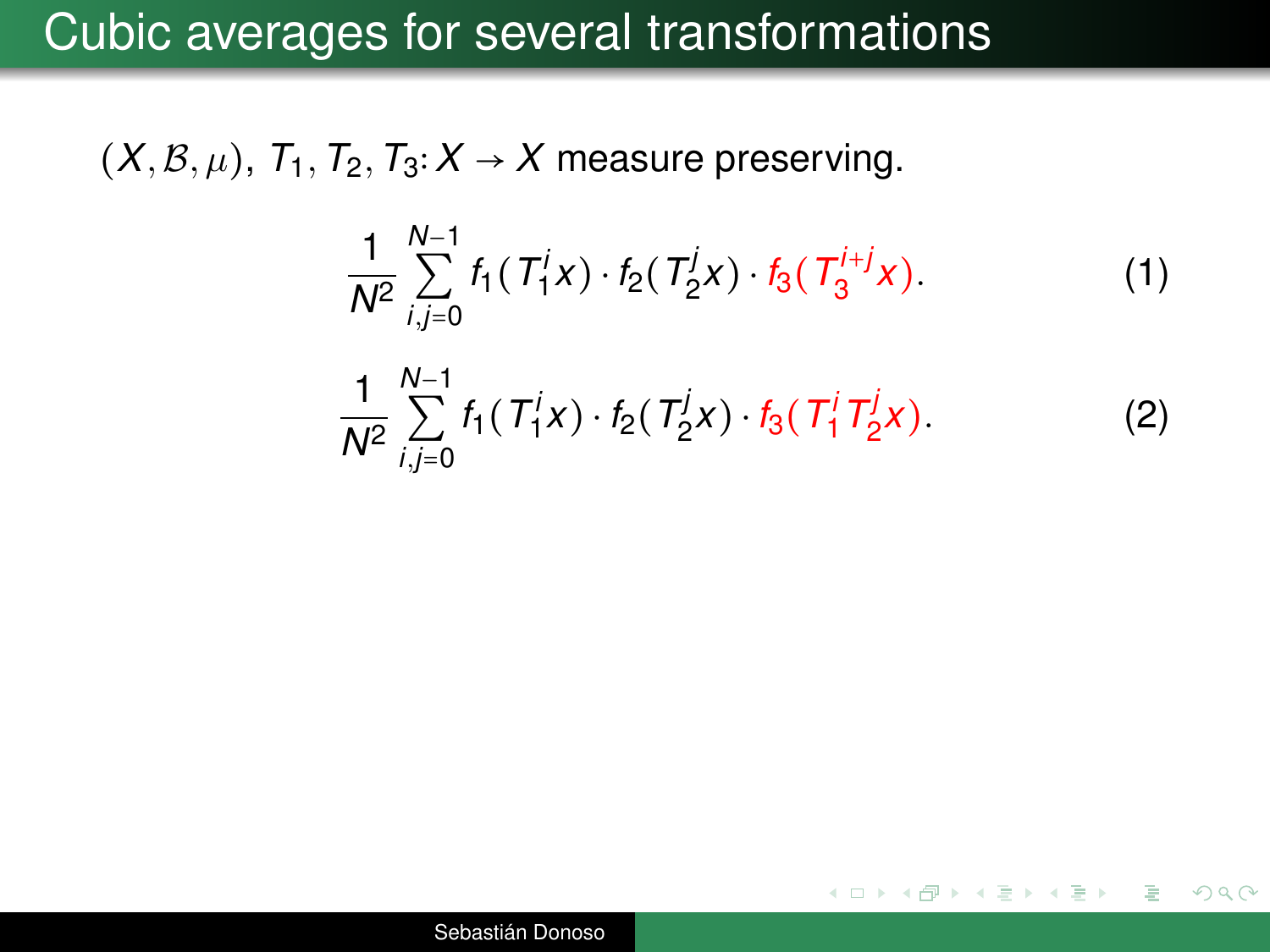# Cubic averages for several transformations

$(X, \mathcal{B}, \mu)$, $T_1, T_2, T_3 \colon X \to X$ measure preserving.

$$\frac{1}{N^2} \sum_{i,j=0}^{N-1} f_1(T_1^i x) \cdot f_2(T_2^j x) \cdot f_3(T_3^{i+j} x). \tag{1}$$

$$\frac{1}{N^2} \sum_{i,j=0}^{N-1} f_1(T_1^i x) \cdot f_2(T_2^j x) \cdot f_3(T_1^i T_2^j x). \tag{2}$$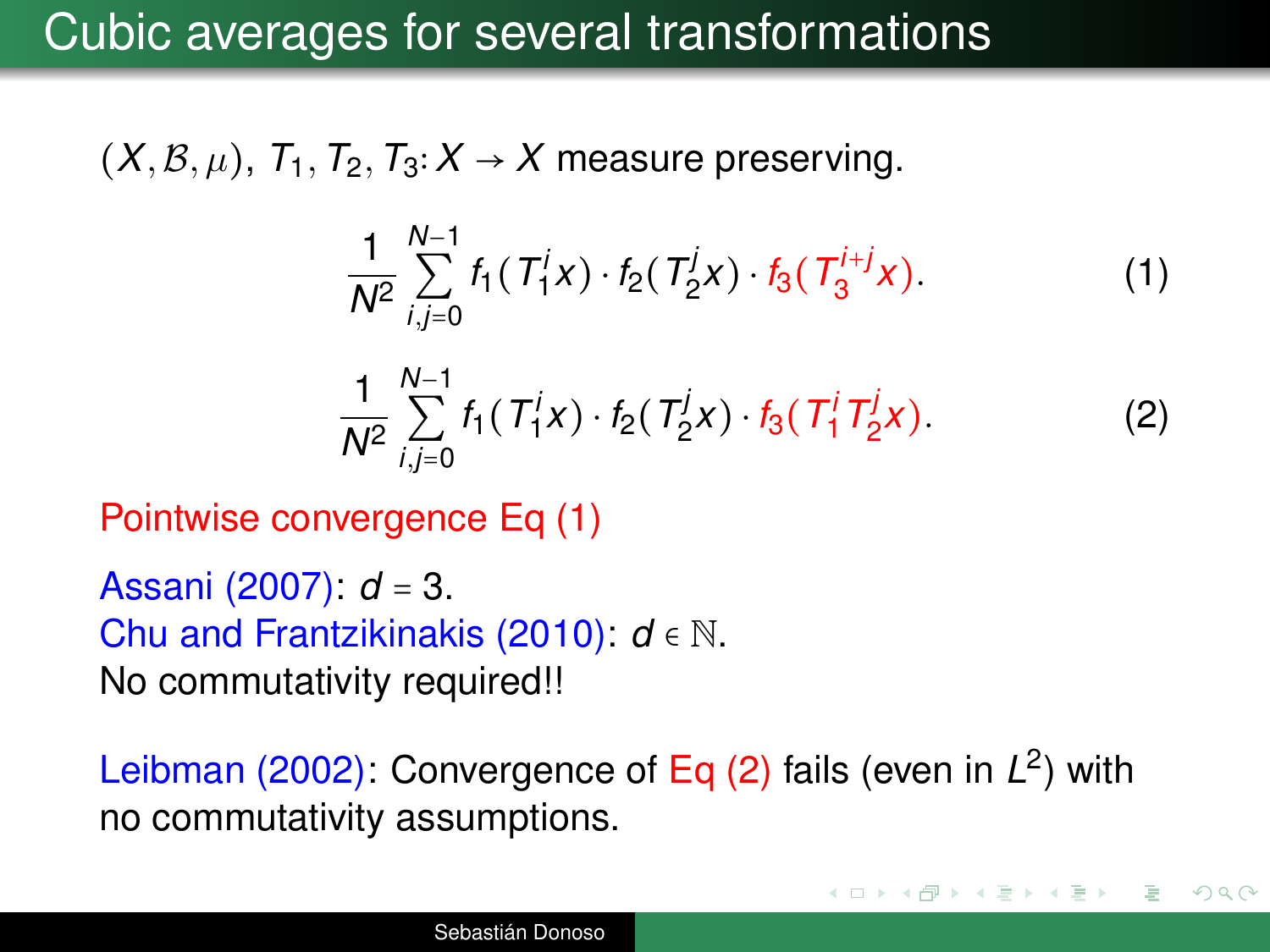# Cubic averages for several transformations

$(X, \mathcal{B}, \mu)$, $T_1, T_2, T_3 \colon X \to X$ measure preserving.

$$\frac{1}{N^2} \sum_{i,j=0}^{N-1} f_1(T_1^i x) \cdot f_2(T_2^j x) \cdot f_3(T_3^{i+j} x). \tag{1}$$

$$\frac{1}{N^2} \sum_{i,j=0}^{N-1} f_1(T_1^i x) \cdot f_2(T_2^j x) \cdot f_3(T_1^i T_2^j x). \tag{2}$$

Pointwise convergence Eq (1)

Assani (2007): $d = 3$.
Chu and Frantzikinakis (2010): $d \in \mathbb{N}$.
No commutativity required!!

Leibman (2002): Convergence of Eq (2) fails (even in $L^2$) with no commutativity assumptions.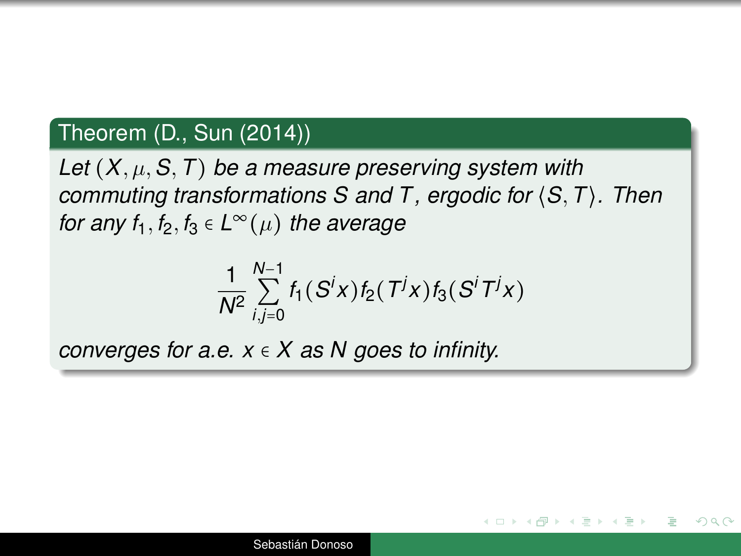**Theorem (D., Sun (2014))**

*Let $(X, \mu, S, T)$ be a measure preserving system with commuting transformations $S$ and $T$, ergodic for $\langle S, T \rangle$. Then for any $f_1, f_2, f_3 \in L^\infty(\mu)$ the average*

$$\frac{1}{N^2} \sum_{i,j=0}^{N-1} f_1(S^i x) f_2(T^j x) f_3(S^i T^j x)$$

*converges for a.e. $x \in X$ as $N$ goes to infinity.*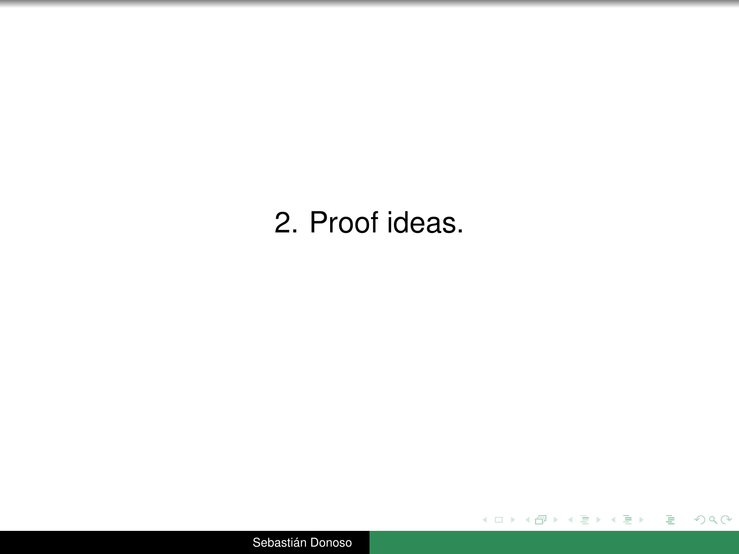# 2. Proof ideas.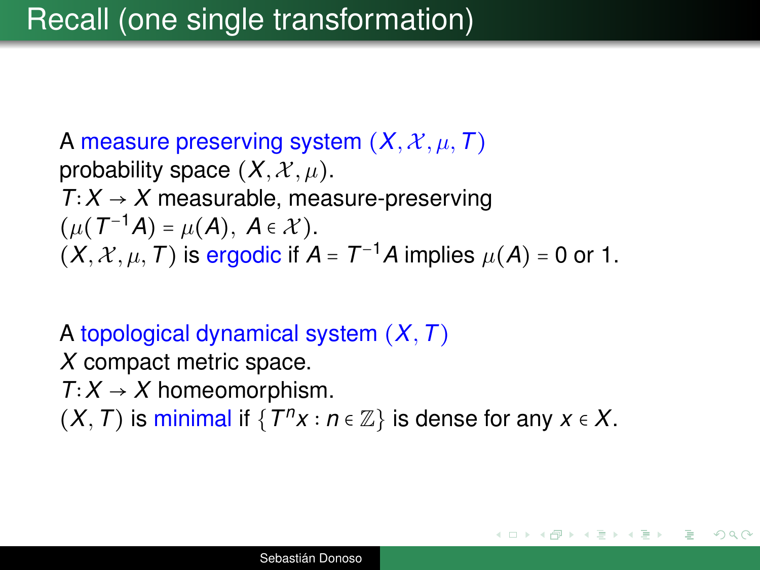# Recall (one single transformation)

A measure preserving system $(X, \mathcal{X}, \mu, T)$
probability space $(X, \mathcal{X}, \mu)$.
$T: X \to X$ measurable, measure-preserving
$(\mu(T^{-1}A) = \mu(A),\ A \in \mathcal{X})$.
$(X, \mathcal{X}, \mu, T)$ is ergodic if $A = T^{-1}A$ implies $\mu(A) = 0$ or 1.

A topological dynamical system $(X, T)$
$X$ compact metric space.
$T: X \to X$ homeomorphism.
$(X, T)$ is minimal if $\{T^n x : n \in \mathbb{Z}\}$ is dense for any $x \in X$.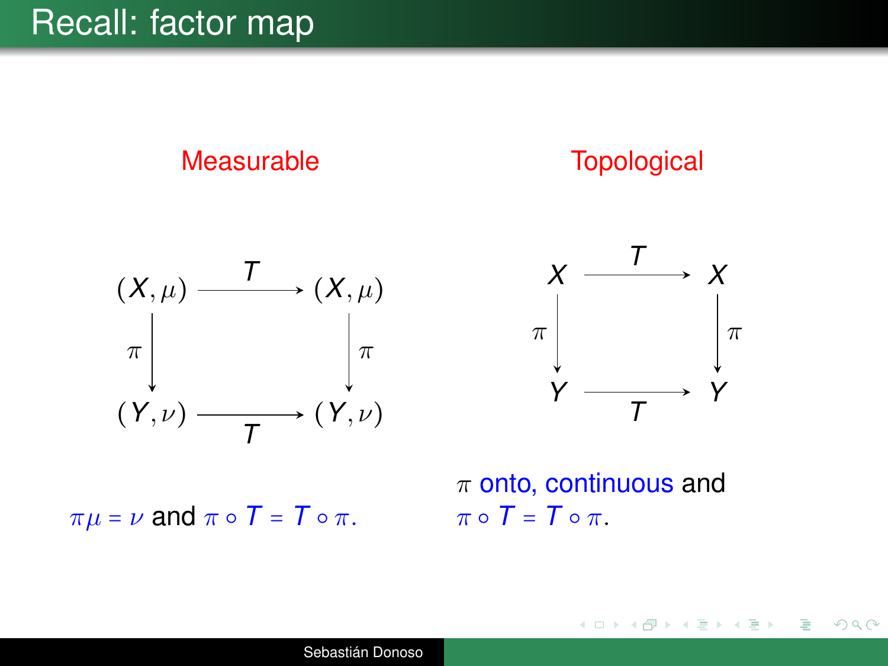# Recall: factor map

**Measurable**

$$\begin{array}{ccc} (X,\mu) & \xrightarrow{T} & (X,\mu) \\ \downarrow \pi & & \downarrow \pi \\ (Y,\nu) & \xrightarrow{T} & (Y,\nu) \end{array}$$

$\pi\mu = \nu$ and $\pi \circ T = T \circ \pi$.

**Topological**

$$\begin{array}{ccc} X & \xrightarrow{T} & X \\ \downarrow \pi & & \downarrow \pi \\ Y & \xrightarrow{T} & Y \end{array}$$

$\pi$ onto, continuous and $\pi \circ T = T \circ \pi$.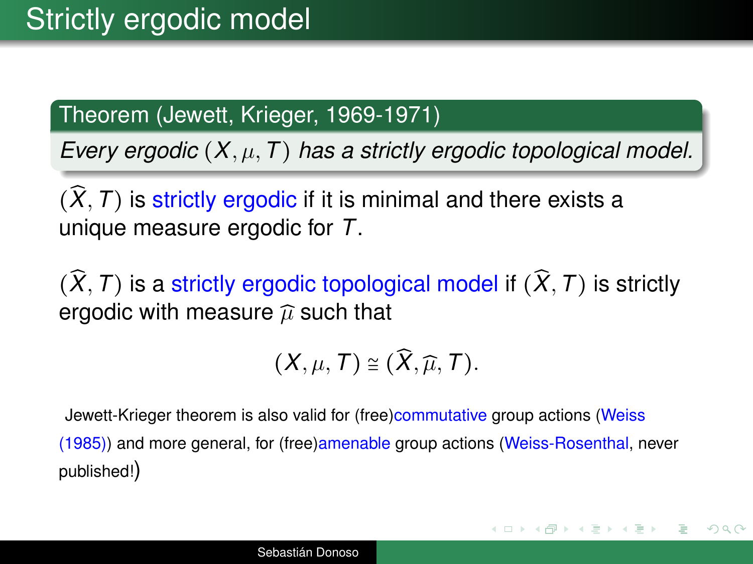# Strictly ergodic model

**Theorem (Jewett, Krieger, 1969-1971)**

*Every ergodic $(X, \mu, T)$ has a strictly ergodic topological model.*

$(\widehat{X}, T)$ is strictly ergodic if it is minimal and there exists a unique measure ergodic for $T$.

$(\widehat{X}, T)$ is a strictly ergodic topological model if $(\widehat{X}, T)$ is strictly ergodic with measure $\widehat{\mu}$ such that

$$(X, \mu, T) \cong (\widehat{X}, \widehat{\mu}, T).$$

Jewett-Krieger theorem is also valid for (free)commutative group actions (Weiss (1985)) and more general, for (free)amenable group actions (Weiss-Rosenthal, never published!)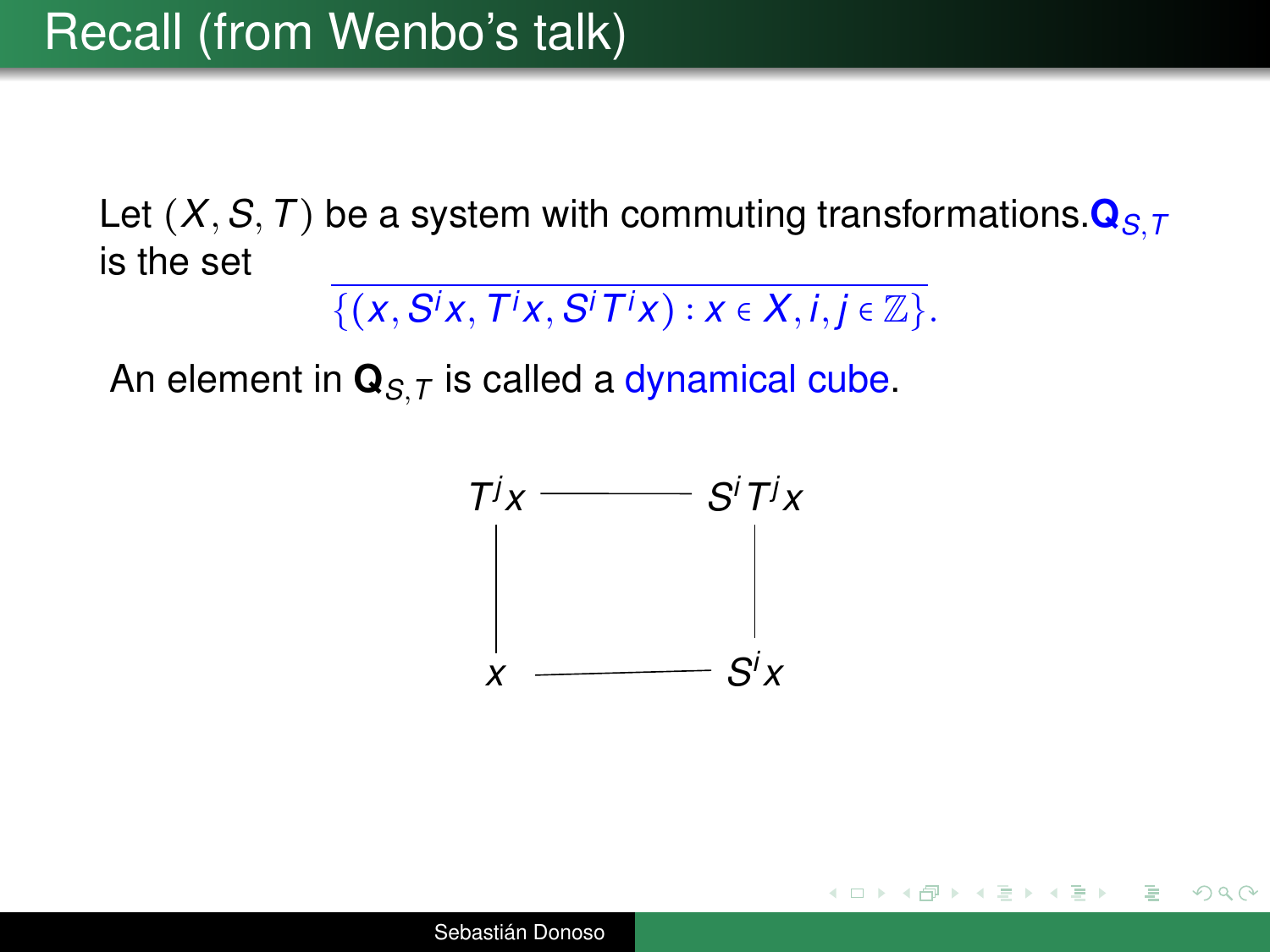# Recall (from Wenbo's talk)

Let $(X, S, T)$ be a system with commuting transformations. $\mathbf{Q}_{S,T}$ is the set

$$\overline{\{(x, S^i x, T^i x, S^i T^i x) : x \in X, i, j \in \mathbb{Z}\}}.$$

An element in $\mathbf{Q}_{S,T}$ is called a dynamical cube.

$$\begin{array}{ccc} T^j x & \text{———} & S^i T^j x \\ | & & | \\ x & \text{———} & S^i x \end{array}$$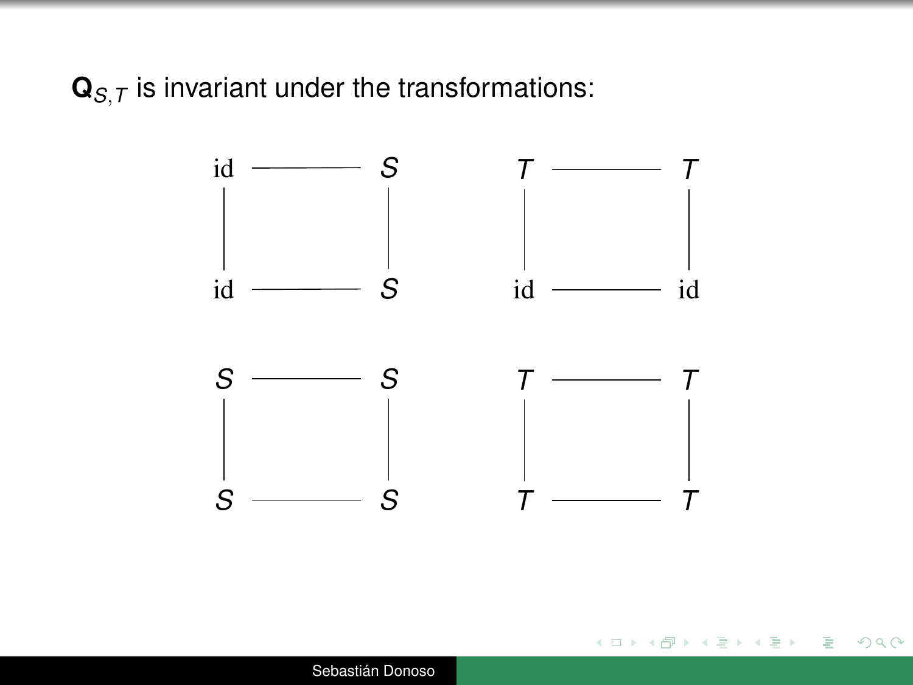$\mathbf{Q}_{S,T}$ is invariant under the transformations:

$$
\begin{array}{ccccccc}
\text{id} & \text{---} & S & \qquad & T & \text{---} & T \\
| & & | & & | & & | \\
\text{id} & \text{---} & S & & \text{id} & \text{---} & \text{id}
\end{array}
$$

$$
\begin{array}{ccccccc}
S & \text{---} & S & \qquad & T & \text{---} & T \\
| & & | & & | & & | \\
S & \text{---} & S & & T & \text{---} & T
\end{array}
$$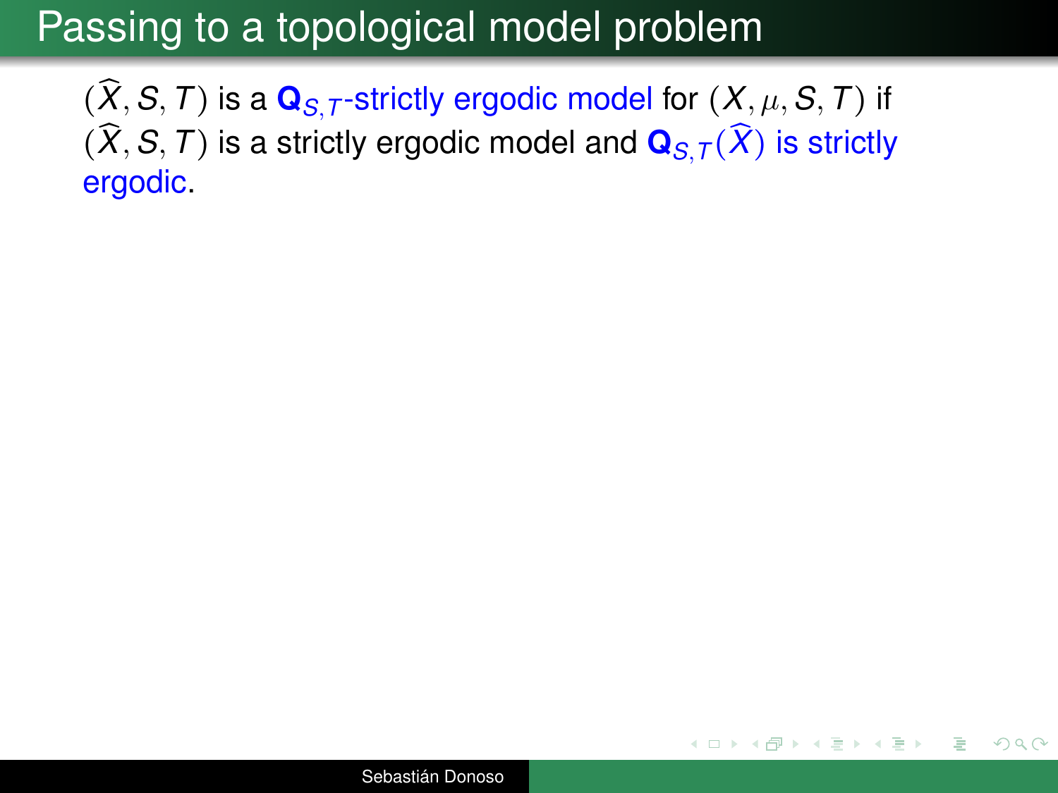# Passing to a topological model problem

$(\widehat{X}, S, T)$ is a **$\mathbf{Q}_{S,T}$**-strictly ergodic model for $(X, \mu, S, T)$ if $(\widehat{X}, S, T)$ is a strictly ergodic model and **$\mathbf{Q}_{S,T}$**$(\widehat{X})$ is strictly ergodic.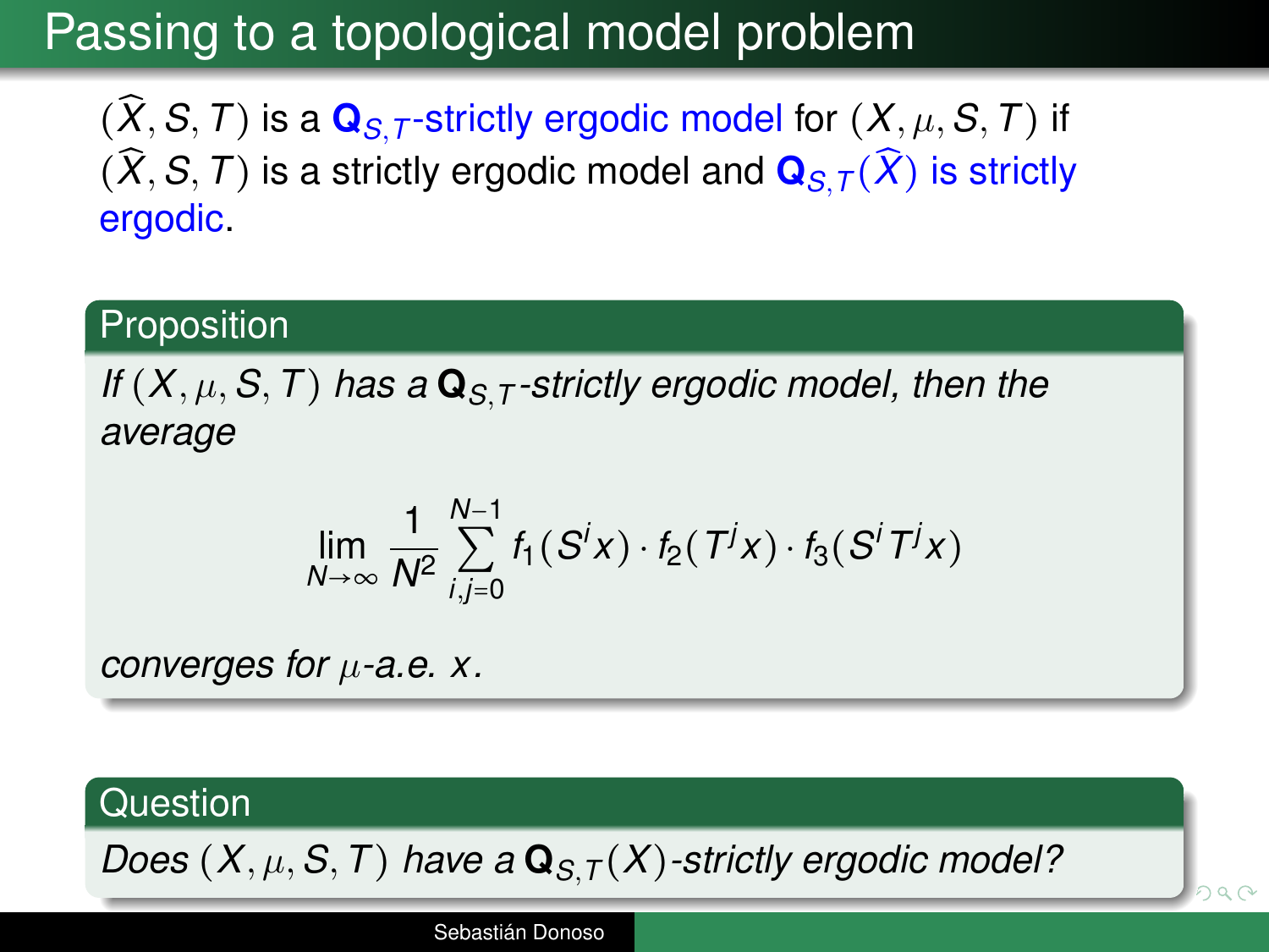# Passing to a topological model problem

$(\widehat{X}, S, T)$ is a $\mathbf{Q}_{S,T}$-strictly ergodic model for $(X, \mu, S, T)$ if $(\widehat{X}, S, T)$ is a strictly ergodic model and $\mathbf{Q}_{S,T}(\widehat{X})$ is strictly ergodic.

**Proposition**

*If $(X, \mu, S, T)$ has a $\mathbf{Q}_{S,T}$-strictly ergodic model, then the average*

$$\lim_{N\to\infty} \frac{1}{N^2} \sum_{i,j=0}^{N-1} f_1(S^i x) \cdot f_2(T^j x) \cdot f_3(S^i T^j x)$$

*converges for $\mu$-a.e. $x$.*

**Question**

*Does $(X, \mu, S, T)$ have a $\mathbf{Q}_{S,T}(X)$-strictly ergodic model?*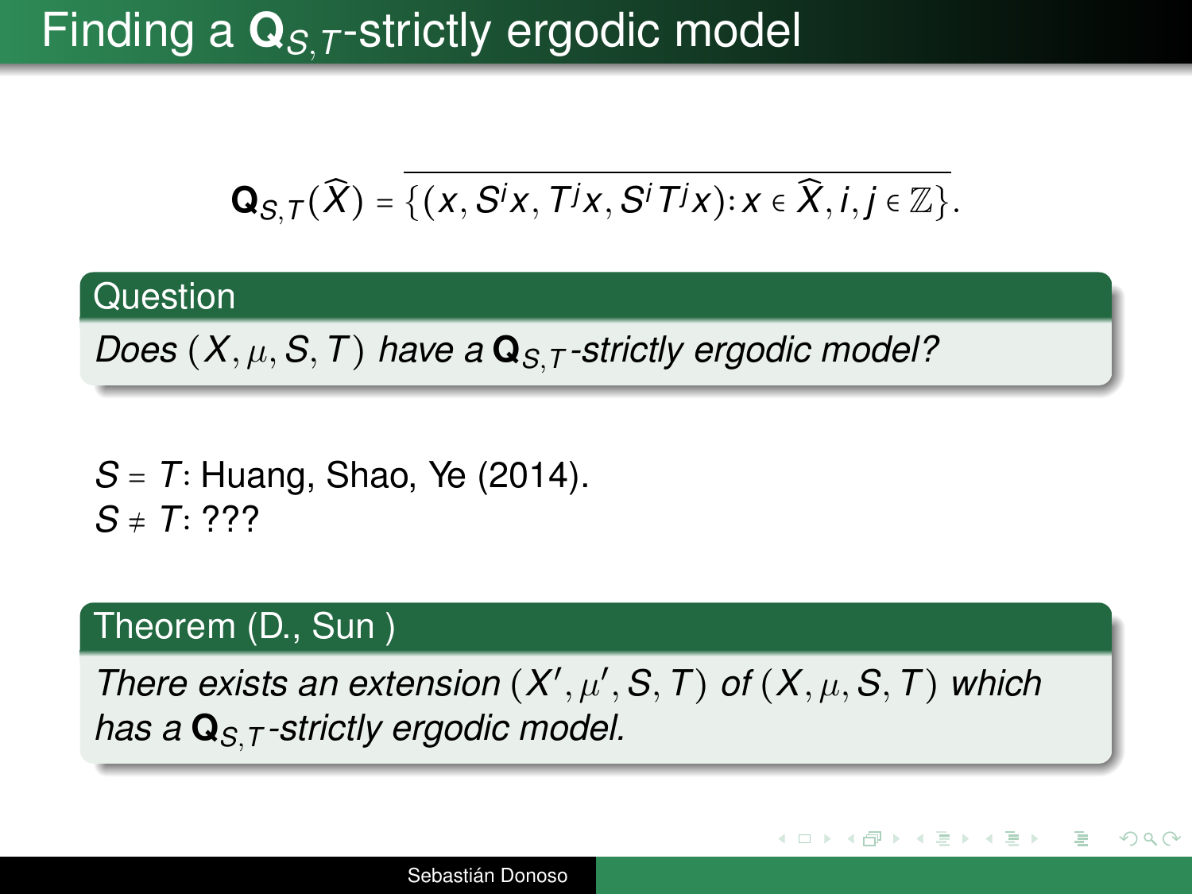# Finding a $\mathbf{Q}_{S,T}$-strictly ergodic model

$$\mathbf{Q}_{S,T}(\widehat{X}) = \overline{\{(x, S^i x, T^j x, S^i T^j x) : x \in \widehat{X}, i, j \in \mathbb{Z}\}}.$$

**Question**

*Does $(X, \mu, S, T)$ have a $\mathbf{Q}_{S,T}$-strictly ergodic model?*

$S = T$: Huang, Shao, Ye (2014).
$S \neq T$: ???

**Theorem (D., Sun )**

*There exists an extension $(X', \mu', S, T)$ of $(X, \mu, S, T)$ which has a $\mathbf{Q}_{S,T}$-strictly ergodic model.*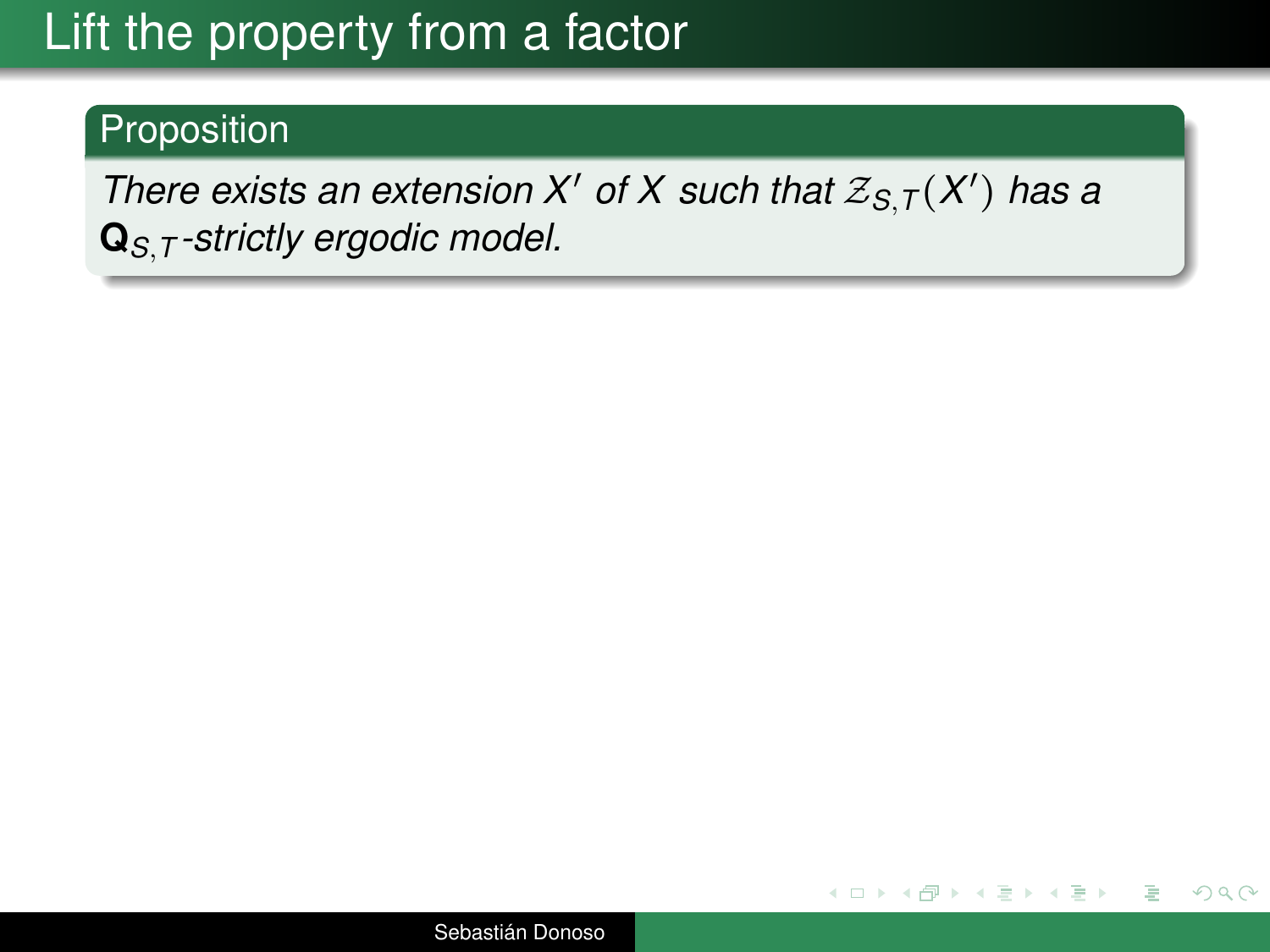# Lift the property from a factor

**Proposition**

*There exists an extension $X'$ of $X$ such that $\mathcal{Z}_{S,T}(X')$ has a $\mathbf{Q}_{S,T}$-strictly ergodic model.*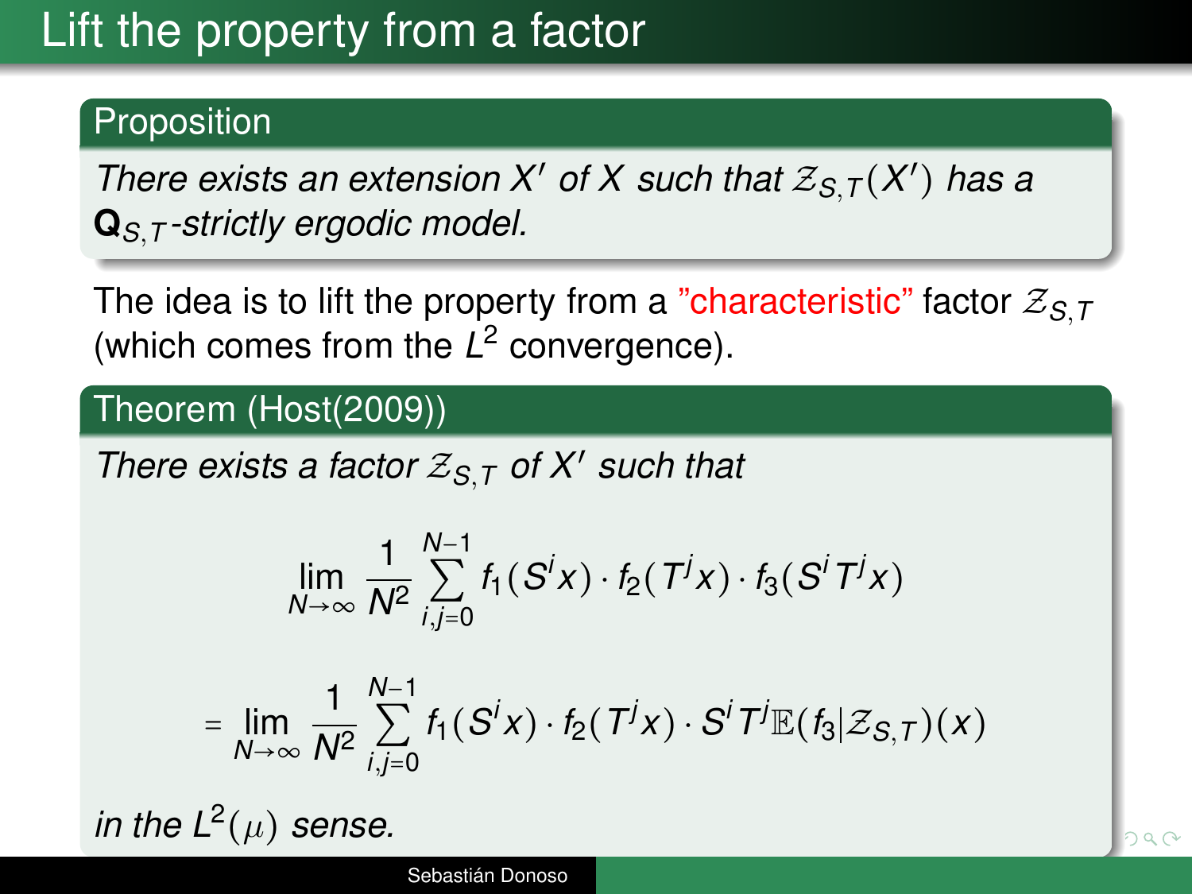# Lift the property from a factor

**Proposition**

*There exists an extension $X'$ of $X$ such that $\mathcal{Z}_{S,T}(X')$ has a $\mathbf{Q}_{S,T}$-strictly ergodic model.*

The idea is to lift the property from a "characteristic" factor $\mathcal{Z}_{S,T}$ (which comes from the $L^2$ convergence).

**Theorem (Host(2009))**

*There exists a factor $\mathcal{Z}_{S,T}$ of $X'$ such that*

$$\lim_{N\to\infty} \frac{1}{N^2} \sum_{i,j=0}^{N-1} f_1(S^i x) \cdot f_2(T^j x) \cdot f_3(S^i T^j x)$$

$$= \lim_{N\to\infty} \frac{1}{N^2} \sum_{i,j=0}^{N-1} f_1(S^i x) \cdot f_2(T^j x) \cdot S^i T^j \mathbb{E}(f_3|\mathcal{Z}_{S,T})(x)$$

*in the $L^2(\mu)$ sense.*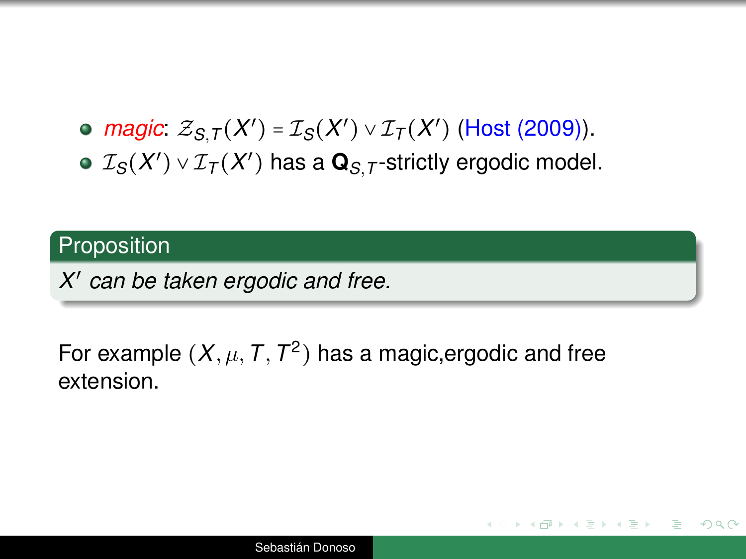- *magic*: $\mathcal{Z}_{S,T}(X') = \mathcal{I}_S(X') \vee \mathcal{I}_T(X')$ (Host (2009)).
- $\mathcal{I}_S(X') \vee \mathcal{I}_T(X')$ has a $\mathbf{Q}_{S,T}$-strictly ergodic model.

**Proposition**

*$X'$ can be taken ergodic and free.*

For example $(X, \mu, T, T^2)$ has a magic,ergodic and free extension.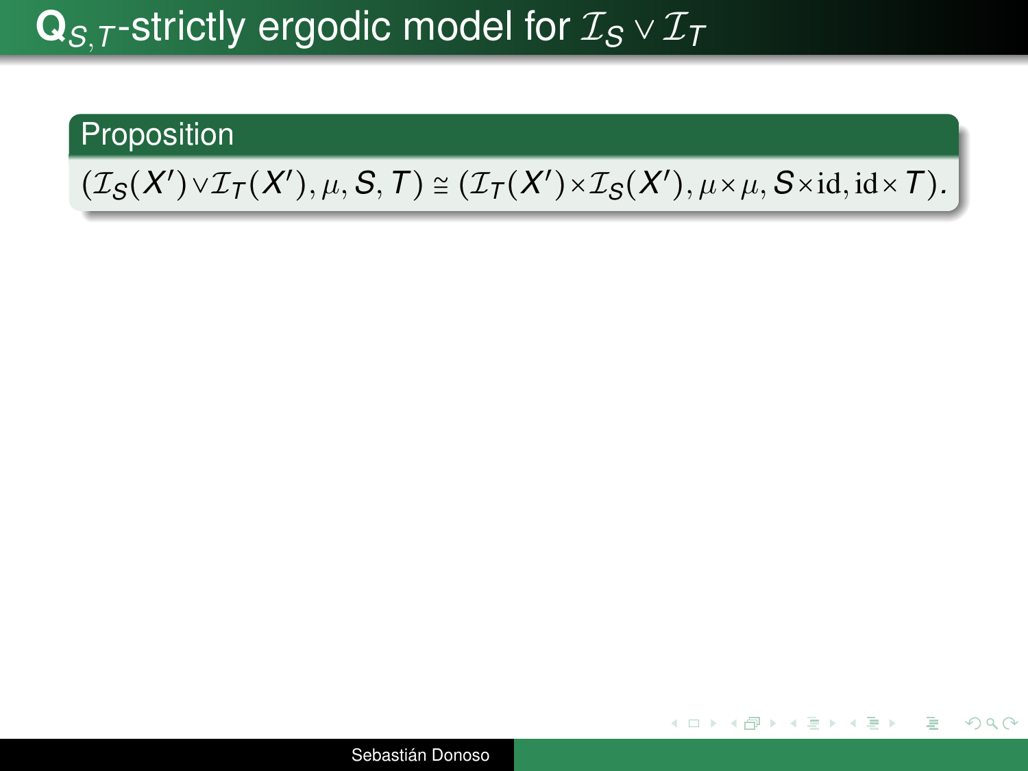# $\mathbf{Q}_{S,T}$-strictly ergodic model for $\mathcal{I}_S \vee \mathcal{I}_T$

**Proposition**

$(\mathcal{I}_S(X') \vee \mathcal{I}_T(X'), \mu, S, T) \cong (\mathcal{I}_T(X') \times \mathcal{I}_S(X'), \mu \times \mu, S \times \mathrm{id}, \mathrm{id} \times T)$.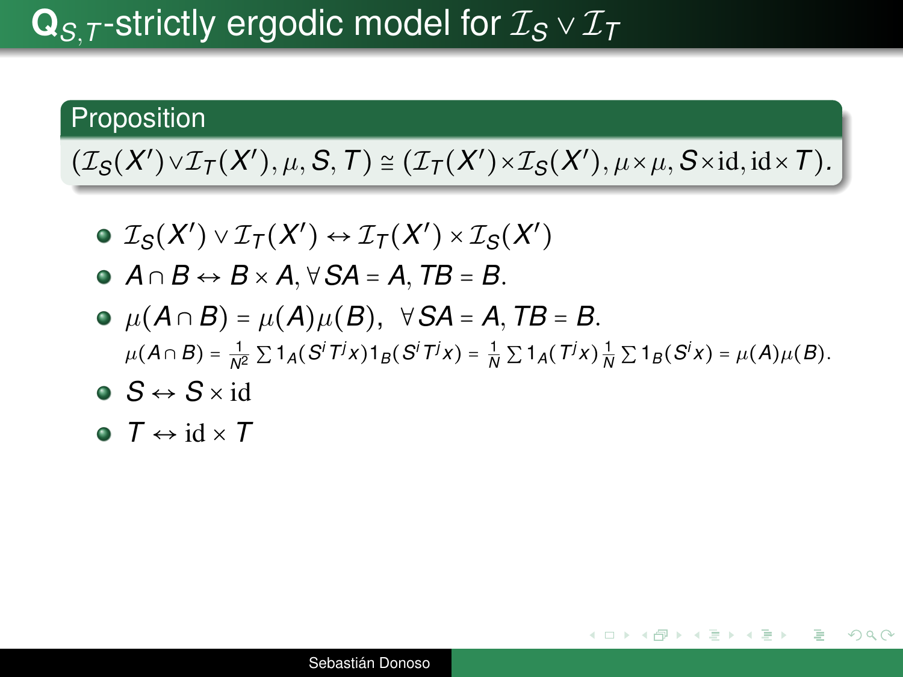# $\mathbf{Q}_{S,T}$-strictly ergodic model for $\mathcal{I}_S \vee \mathcal{I}_T$

**Proposition**

$(\mathcal{I}_S(X') \vee \mathcal{I}_T(X'), \mu, S, T) \cong (\mathcal{I}_T(X') \times \mathcal{I}_S(X'), \mu \times \mu, S \times \mathrm{id}, \mathrm{id} \times T)$.

- $\mathcal{I}_S(X') \vee \mathcal{I}_T(X') \leftrightarrow \mathcal{I}_T(X') \times \mathcal{I}_S(X')$
- $A \cap B \leftrightarrow B \times A, \forall SA = A, TB = B.$
- $\mu(A \cap B) = \mu(A)\mu(B), \ \ \forall SA = A, TB = B.$
  $\mu(A \cap B) = \frac{1}{N^2} \sum 1_A(S^i T^j x) 1_B(S^i T^j x) = \frac{1}{N} \sum 1_A(T^j x) \frac{1}{N} \sum 1_B(S^i x) = \mu(A)\mu(B).$
- $S \leftrightarrow S \times \mathrm{id}$
- $T \leftrightarrow \mathrm{id} \times T$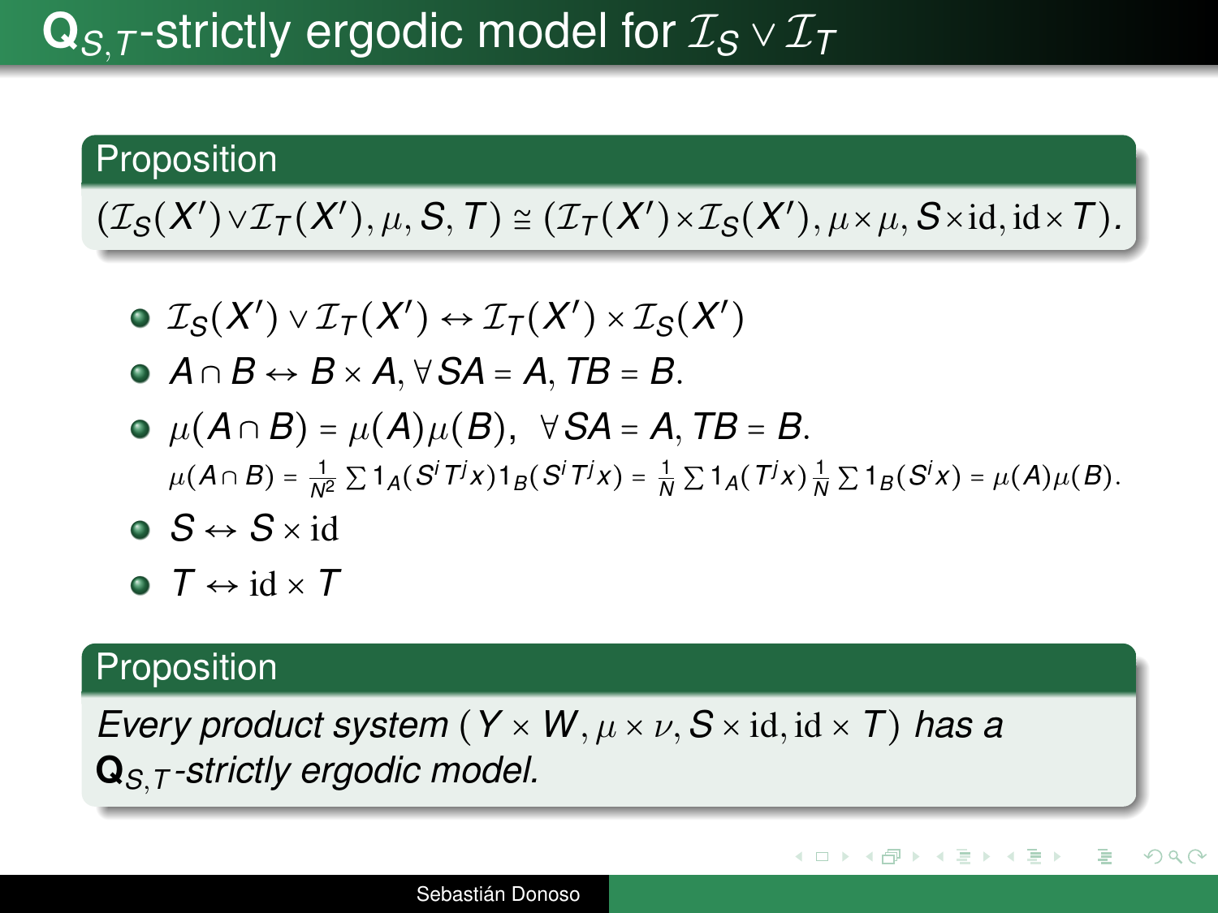# $\mathbf{Q}_{S,T}$-strictly ergodic model for $\mathcal{I}_S \vee \mathcal{I}_T$

**Proposition**

$(\mathcal{I}_S(X') \vee \mathcal{I}_T(X'), \mu, S, T) \cong (\mathcal{I}_T(X') \times \mathcal{I}_S(X'), \mu \times \mu, S \times \mathrm{id}, \mathrm{id} \times T).$

- $\mathcal{I}_S(X') \vee \mathcal{I}_T(X') \leftrightarrow \mathcal{I}_T(X') \times \mathcal{I}_S(X')$
- $A \cap B \leftrightarrow B \times A, \forall SA = A, TB = B.$
- $\mu(A \cap B) = \mu(A)\mu(B), \ \ \forall SA = A, TB = B.$
  $\mu(A \cap B) = \frac{1}{N^2} \sum 1_A(S^i T^j x) 1_B(S^i T^j x) = \frac{1}{N} \sum 1_A(T^j x) \frac{1}{N} \sum 1_B(S^i x) = \mu(A)\mu(B).$
- $S \leftrightarrow S \times \mathrm{id}$
- $T \leftrightarrow \mathrm{id} \times T$

**Proposition**

*Every product system $(Y \times W, \mu \times \nu, S \times \mathrm{id}, \mathrm{id} \times T)$ has a $\mathbf{Q}_{S,T}$-strictly ergodic model.*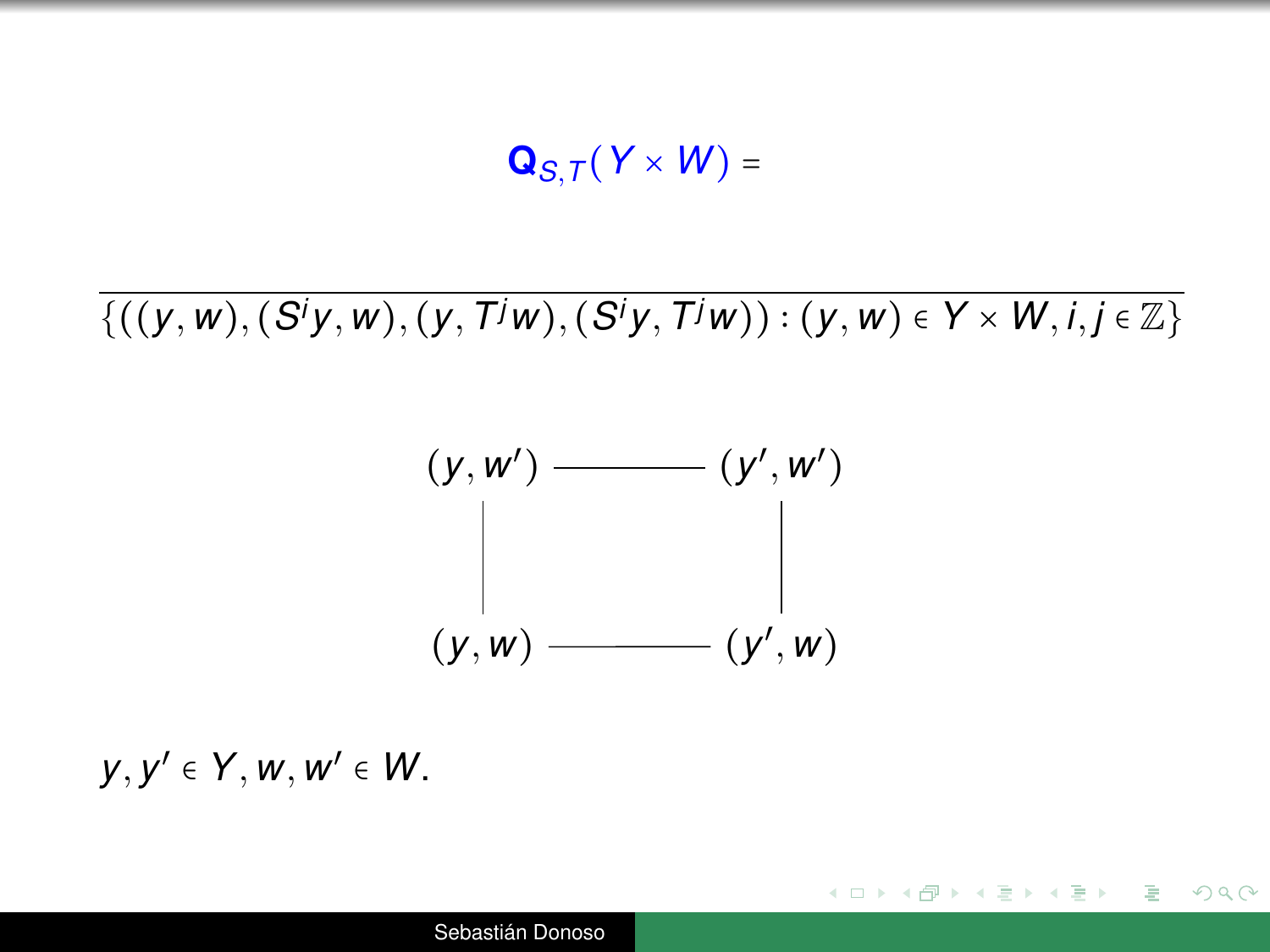$$\mathbf{Q}_{S,T}(Y \times W) =$$

$$\overline{\{((y,w),(S^i y,w),(y,T^j w),(S^i y,T^j w)) : (y,w) \in Y \times W, i,j \in \mathbb{Z}\}}$$

$$\begin{array}{ccc}
(y,w') & \text{———} & (y',w') \\
| & & | \\
(y,w) & \text{———} & (y',w)
\end{array}$$

$y, y' \in Y, w, w' \in W.$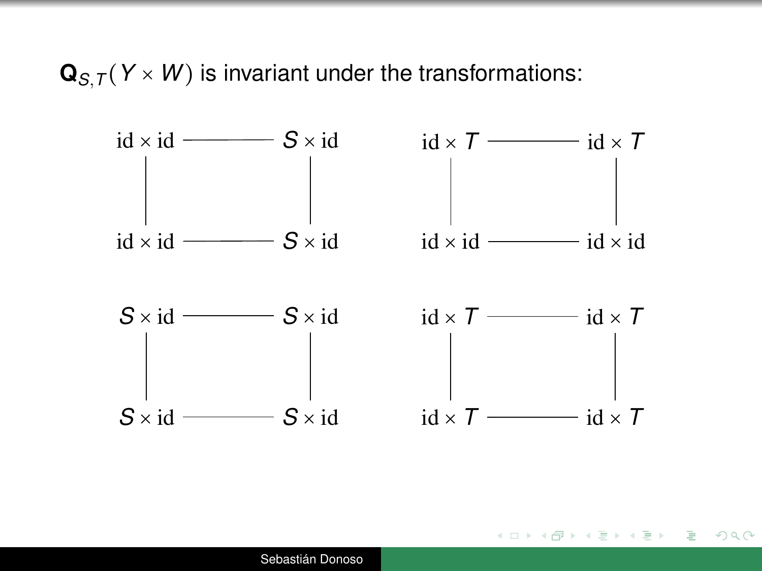$\mathbf{Q}_{S,T}(Y \times W)$ is invariant under the transformations:

$$
\begin{array}{ccc}
\mathrm{id}\times\mathrm{id} & \text{———} & S\times\mathrm{id} \\
| & & | \\
\mathrm{id}\times\mathrm{id} & \text{———} & S\times\mathrm{id}
\end{array}
\qquad
\begin{array}{ccc}
\mathrm{id}\times T & \text{———} & \mathrm{id}\times T \\
| & & | \\
\mathrm{id}\times\mathrm{id} & \text{———} & \mathrm{id}\times\mathrm{id}
\end{array}
$$

$$
\begin{array}{ccc}
S\times\mathrm{id} & \text{———} & S\times\mathrm{id} \\
| & & | \\
S\times\mathrm{id} & \text{———} & S\times\mathrm{id}
\end{array}
\qquad
\begin{array}{ccc}
\mathrm{id}\times T & \text{———} & \mathrm{id}\times T \\
| & & | \\
\mathrm{id}\times T & \text{———} & \mathrm{id}\times T
\end{array}
$$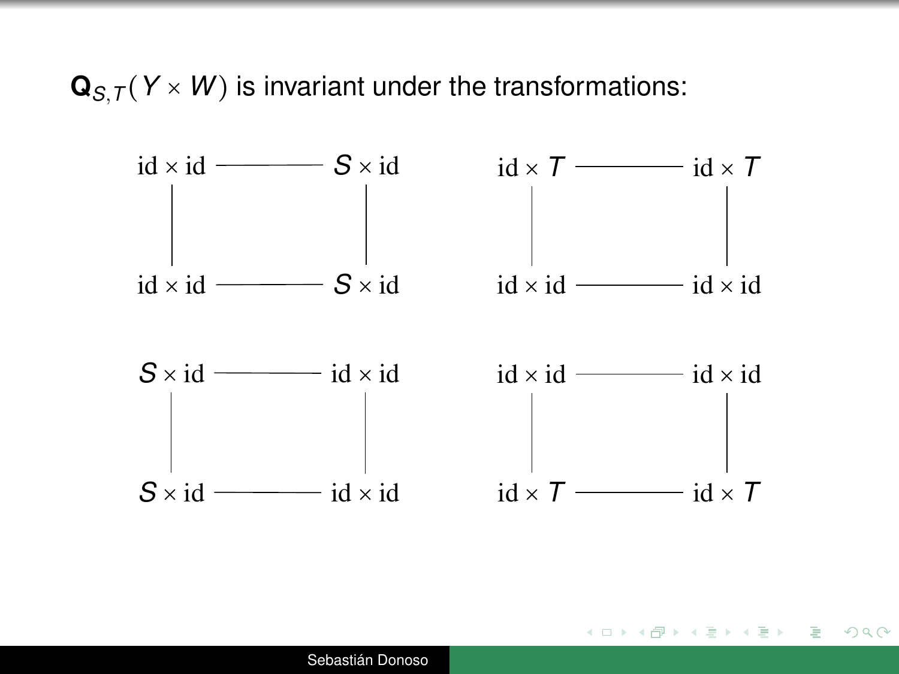$\mathbf{Q}_{S,T}(Y \times W)$ is invariant under the transformations:

$$
\begin{array}{ccc}
\mathrm{id}\times\mathrm{id} & \text{———} & S\times\mathrm{id} \\
| & & | \\
\mathrm{id}\times\mathrm{id} & \text{———} & S\times\mathrm{id}
\end{array}
\qquad
\begin{array}{ccc}
\mathrm{id}\times T & \text{———} & \mathrm{id}\times T \\
| & & | \\
\mathrm{id}\times\mathrm{id} & \text{———} & \mathrm{id}\times\mathrm{id}
\end{array}
$$

$$
\begin{array}{ccc}
S\times\mathrm{id} & \text{———} & \mathrm{id}\times\mathrm{id} \\
| & & | \\
S\times\mathrm{id} & \text{———} & \mathrm{id}\times\mathrm{id}
\end{array}
\qquad
\begin{array}{ccc}
\mathrm{id}\times\mathrm{id} & \text{———} & \mathrm{id}\times\mathrm{id} \\
| & & | \\
\mathrm{id}\times T & \text{———} & \mathrm{id}\times T
\end{array}
$$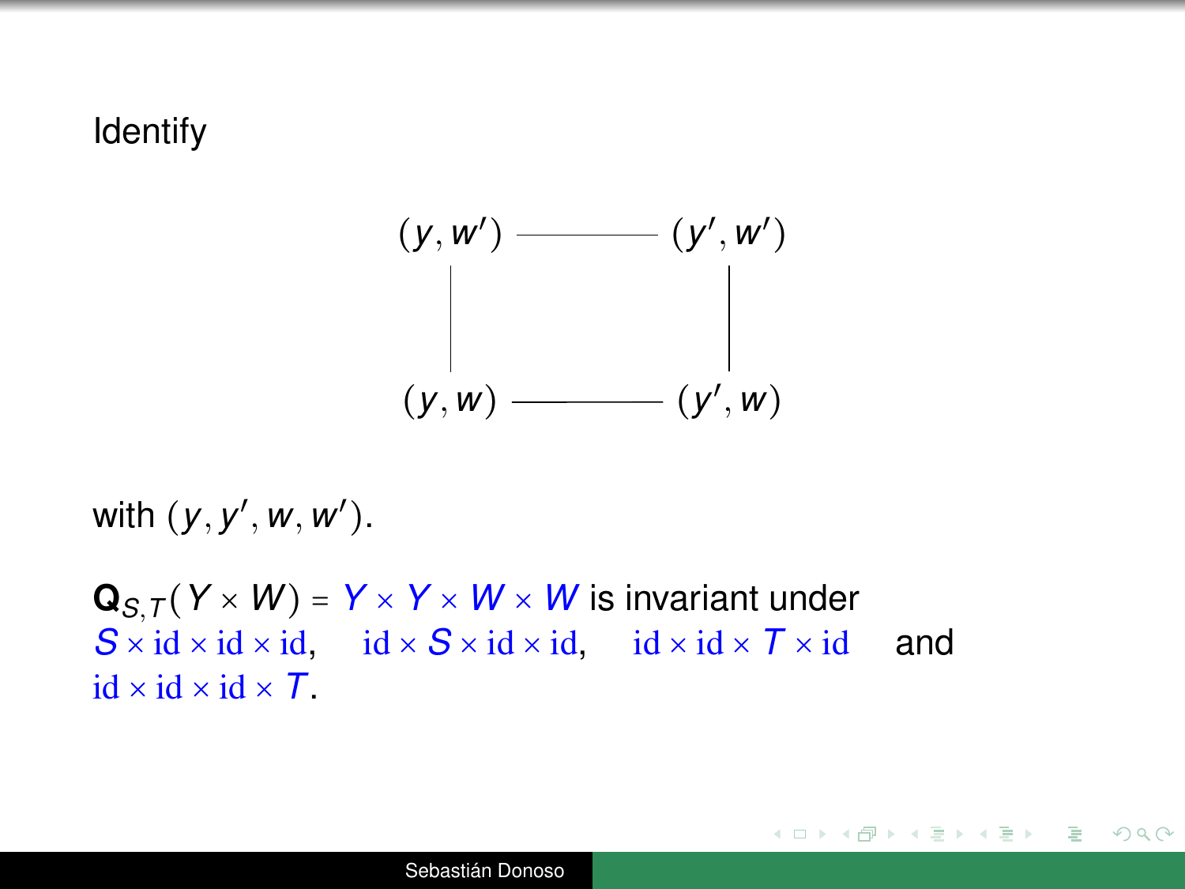Identify

$$
\begin{array}{ccc}
(y, w') & \text{———} & (y', w') \\
| & & | \\
(y, w) & \text{———} & (y', w)
\end{array}
$$

with $(y, y', w, w')$.

$\mathbf{Q}_{S,T}(Y \times W) = Y \times Y \times W \times W$ is invariant under $S \times \mathrm{id} \times \mathrm{id} \times \mathrm{id}$, $\mathrm{id} \times S \times \mathrm{id} \times \mathrm{id}$, $\mathrm{id} \times \mathrm{id} \times T \times \mathrm{id}$ and $\mathrm{id} \times \mathrm{id} \times \mathrm{id} \times T$.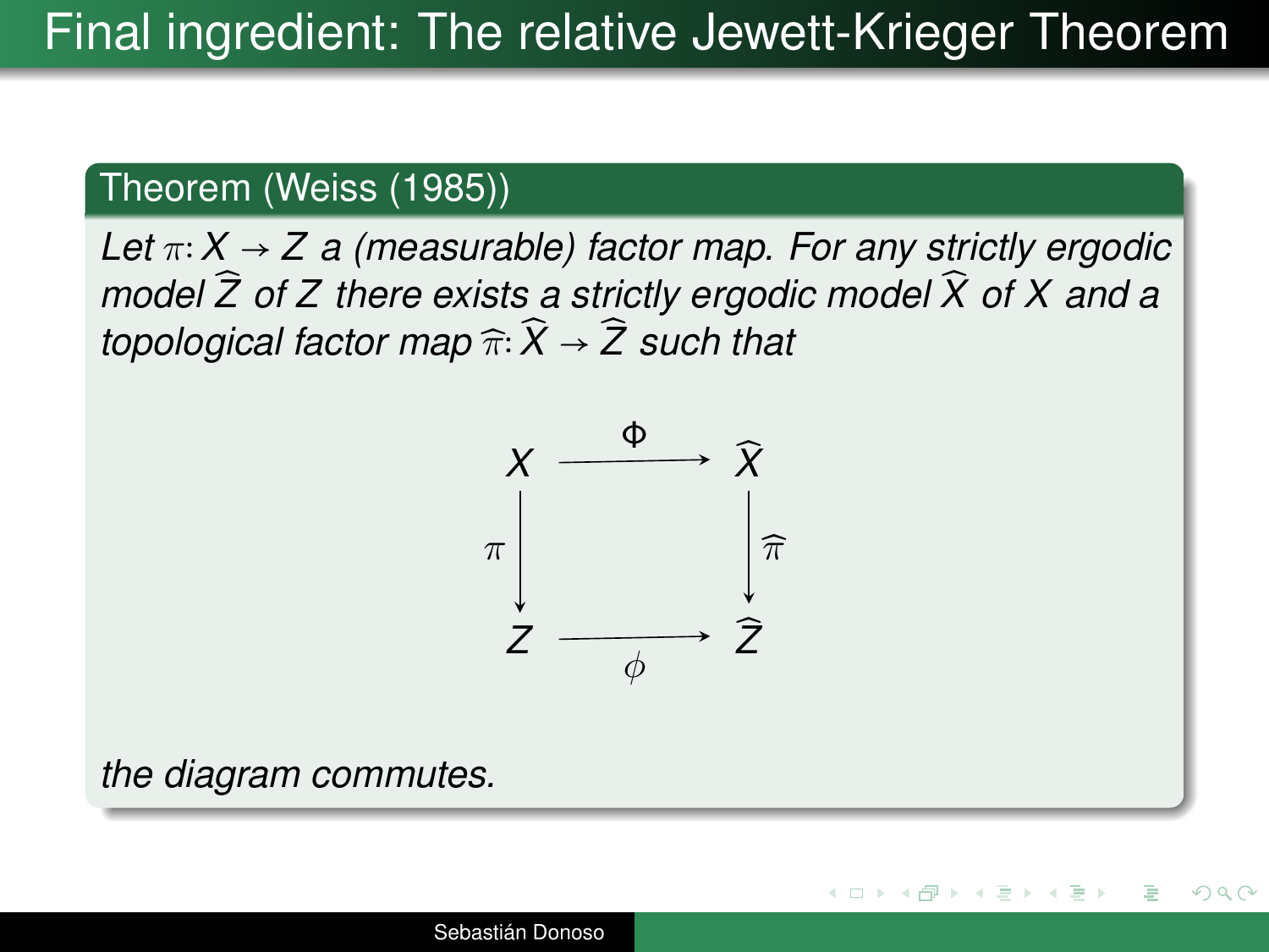# Final ingredient: The relative Jewett-Krieger Theorem

**Theorem (Weiss (1985))**

*Let $\pi\colon X \to Z$ a (measurable) factor map. For any strictly ergodic model $\widehat{Z}$ of $Z$ there exists a strictly ergodic model $\widehat{X}$ of $X$ and a topological factor map $\widehat{\pi}\colon \widehat{X} \to \widehat{Z}$ such that*

$$
\begin{array}{ccc}
X & \xrightarrow{\quad \Phi \quad} & \widehat{X} \\
{\scriptstyle \pi}\downarrow & & \downarrow{\scriptstyle \widehat{\pi}} \\
Z & \xrightarrow[\quad \phi \quad]{} & \widehat{Z}
\end{array}
$$

*the diagram commutes.*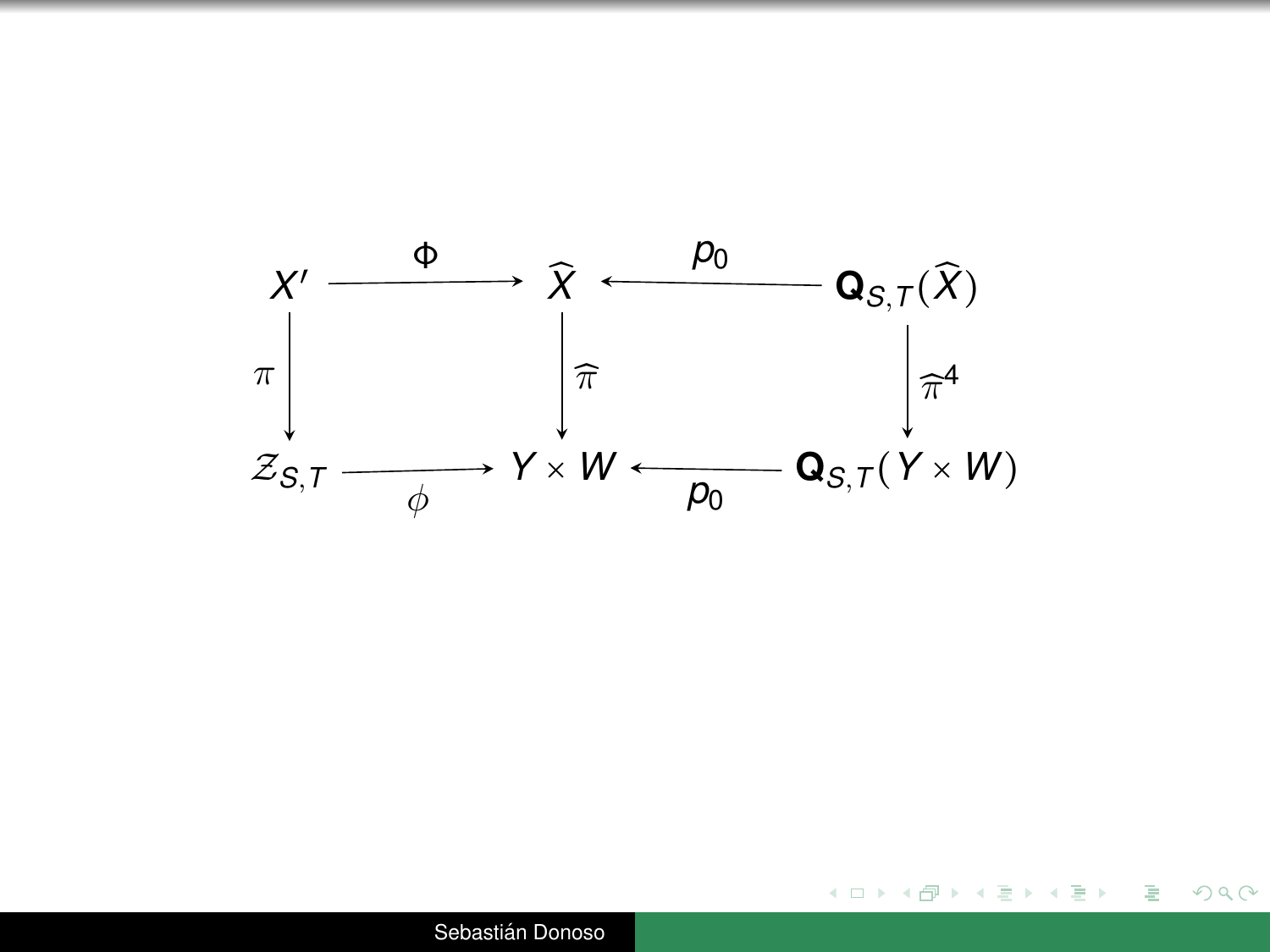$$
\begin{array}{ccccc}
X' & \xrightarrow{\quad \Phi \quad} & \widehat{X} & \xleftarrow{\quad p_0 \quad} & \mathbf{Q}_{S,T}(\widehat{X}) \\
\big\downarrow \pi & & \big\downarrow \widehat{\pi} & & \big\downarrow \widehat{\pi}^4 \\
\mathcal{Z}_{S,T} & \xrightarrow[\quad \phi \quad]{} & Y \times W & \xleftarrow[\quad p_0 \quad]{} & \mathbf{Q}_{S,T}(Y \times W)
\end{array}
$$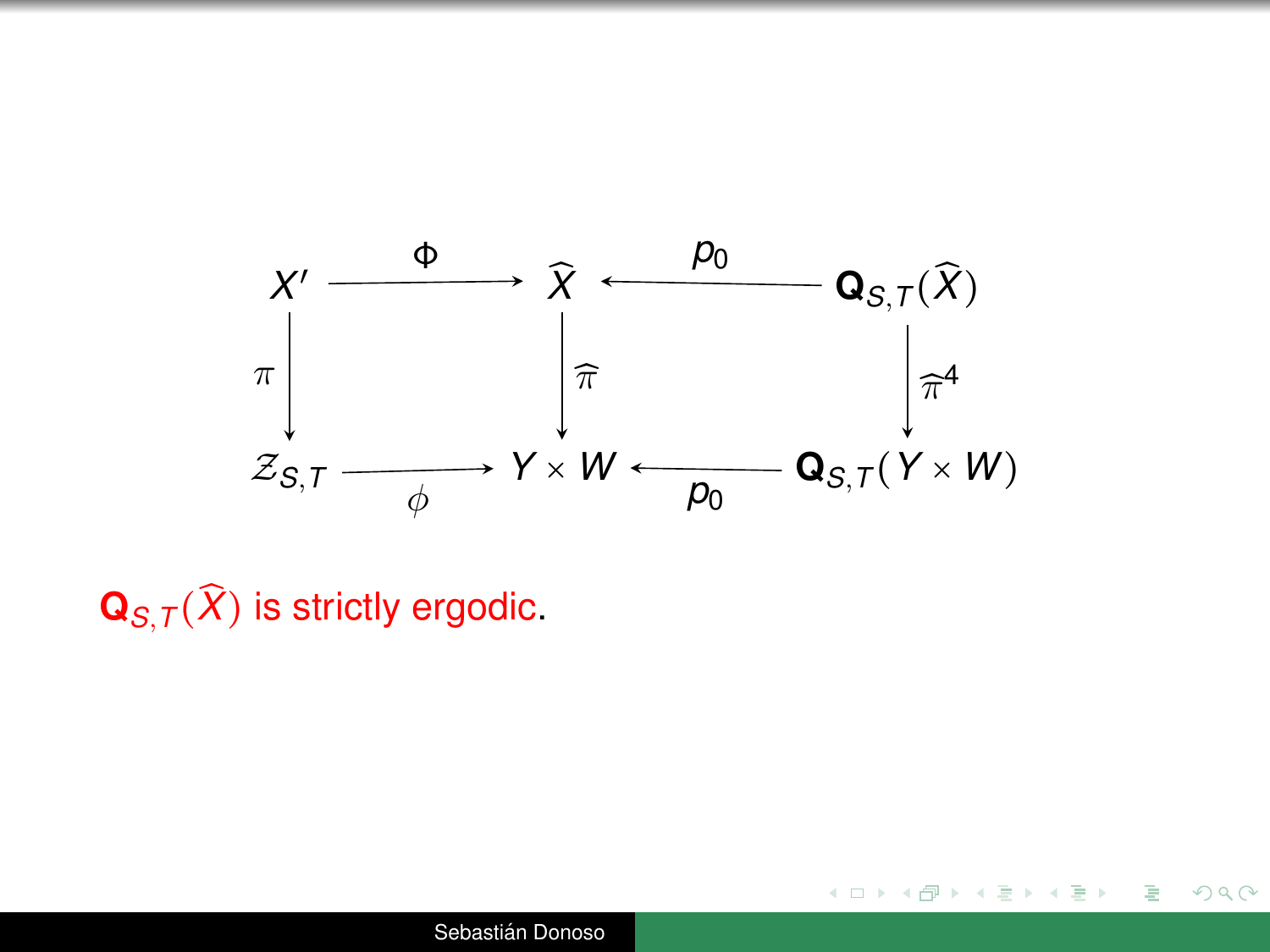$$
\begin{array}{ccccc}
X' & \xrightarrow{\Phi} & \widehat{X} & \xleftarrow{p_0} & \mathbf{Q}_{S,T}(\widehat{X}) \\
\downarrow{\scriptstyle \pi} & & \downarrow{\scriptstyle \widehat{\pi}} & & \downarrow{\scriptstyle \widehat{\pi}^4} \\
\mathcal{Z}_{S,T} & \xrightarrow[\phi]{} & Y \times W & \xleftarrow[p_0]{} & \mathbf{Q}_{S,T}(Y \times W)
\end{array}
$$

$\mathbf{Q}_{S,T}(\widehat{X})$ is strictly ergodic.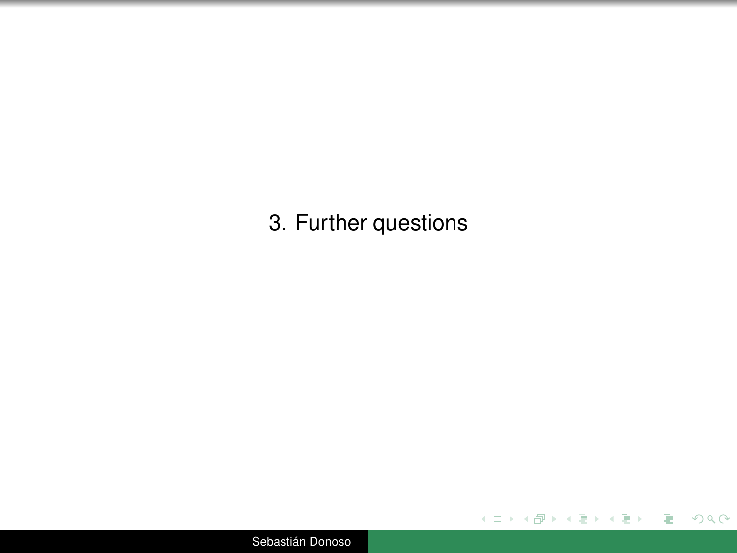# 3. Further questions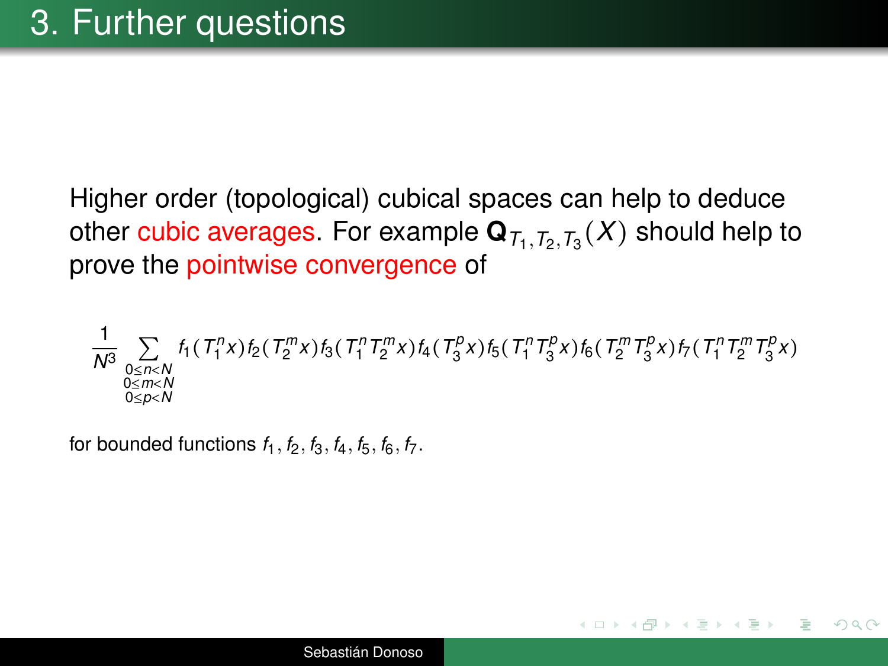# 3. Further questions

Higher order (topological) cubical spaces can help to deduce other cubic averages. For example $\mathbf{Q}_{T_1,T_2,T_3}(X)$ should help to prove the pointwise convergence of

$$\frac{1}{N^3}\sum_{\substack{0\leq n<N\\0\leq m<N\\0\leq p<N}} f_1(T_1^n x)f_2(T_2^m x)f_3(T_1^n T_2^m x)f_4(T_3^p x)f_5(T_1^n T_3^p x)f_6(T_2^m T_3^p x)f_7(T_1^n T_2^m T_3^p x)$$

for bounded functions $f_1, f_2, f_3, f_4, f_5, f_6, f_7$.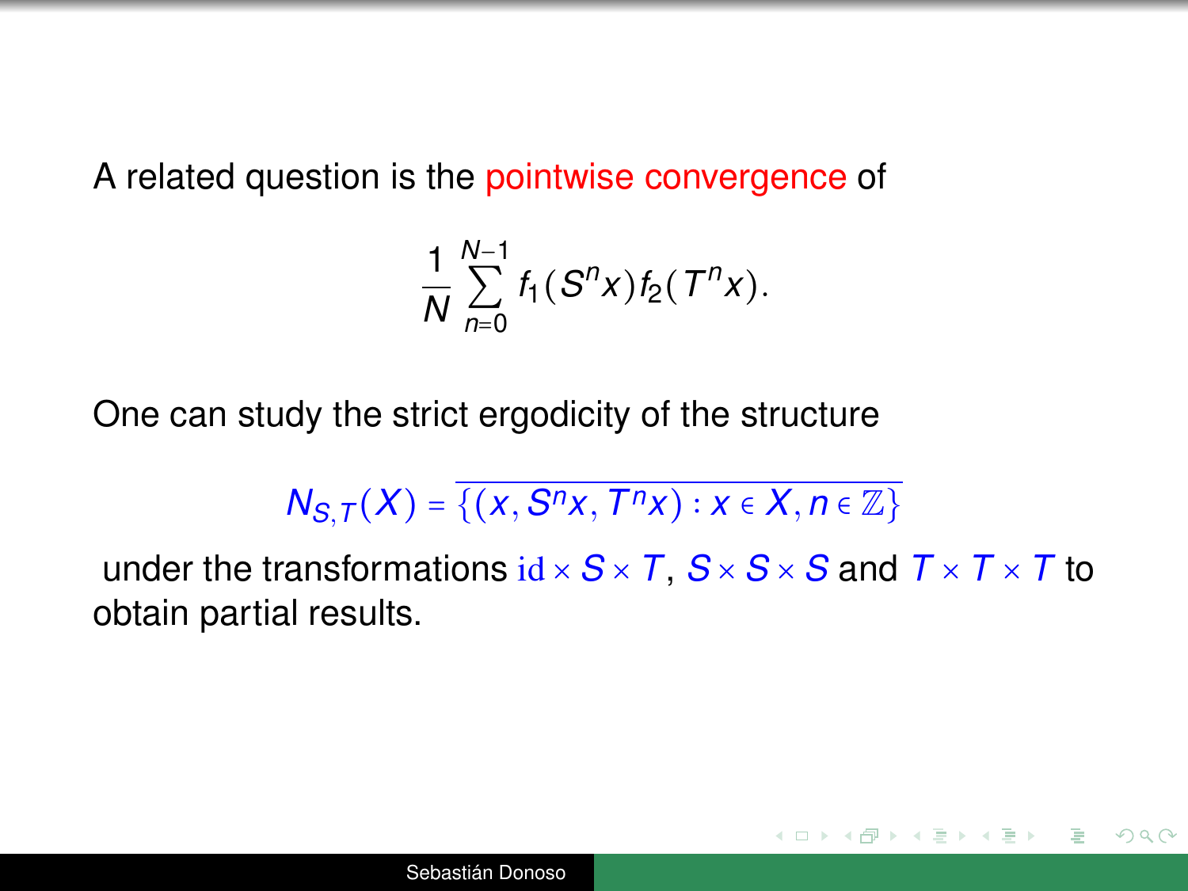A related question is the pointwise convergence of

$$\frac{1}{N}\sum_{n=0}^{N-1} f_1(S^n x) f_2(T^n x).$$

One can study the strict ergodicity of the structure

$$N_{S,T}(X) = \overline{\{(x, S^n x, T^n x) : x \in X, n \in \mathbb{Z}\}}$$

under the transformations $\mathrm{id} \times S \times T$, $S \times S \times S$ and $T \times T \times T$ to obtain partial results.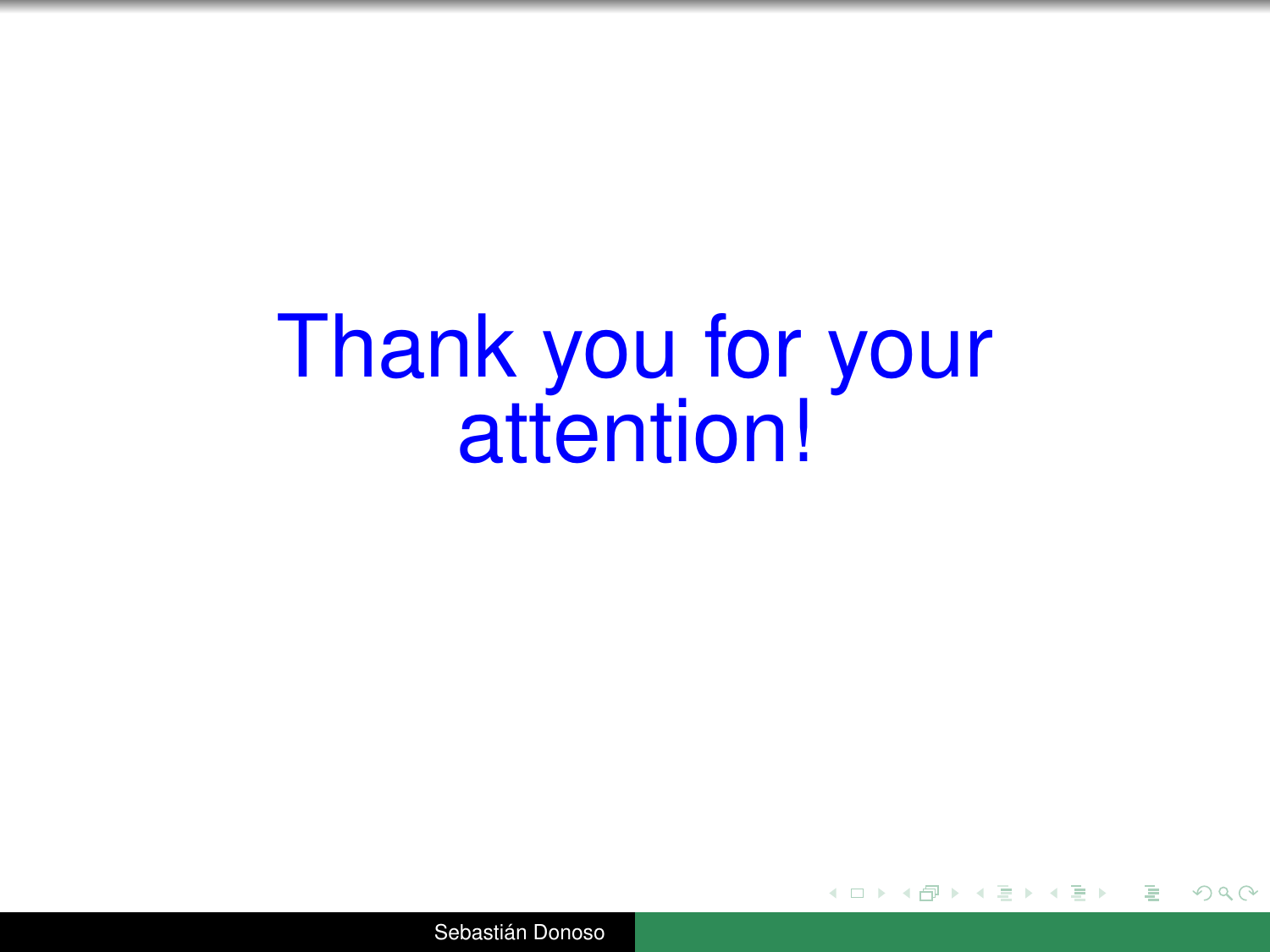Thank you for your attention!